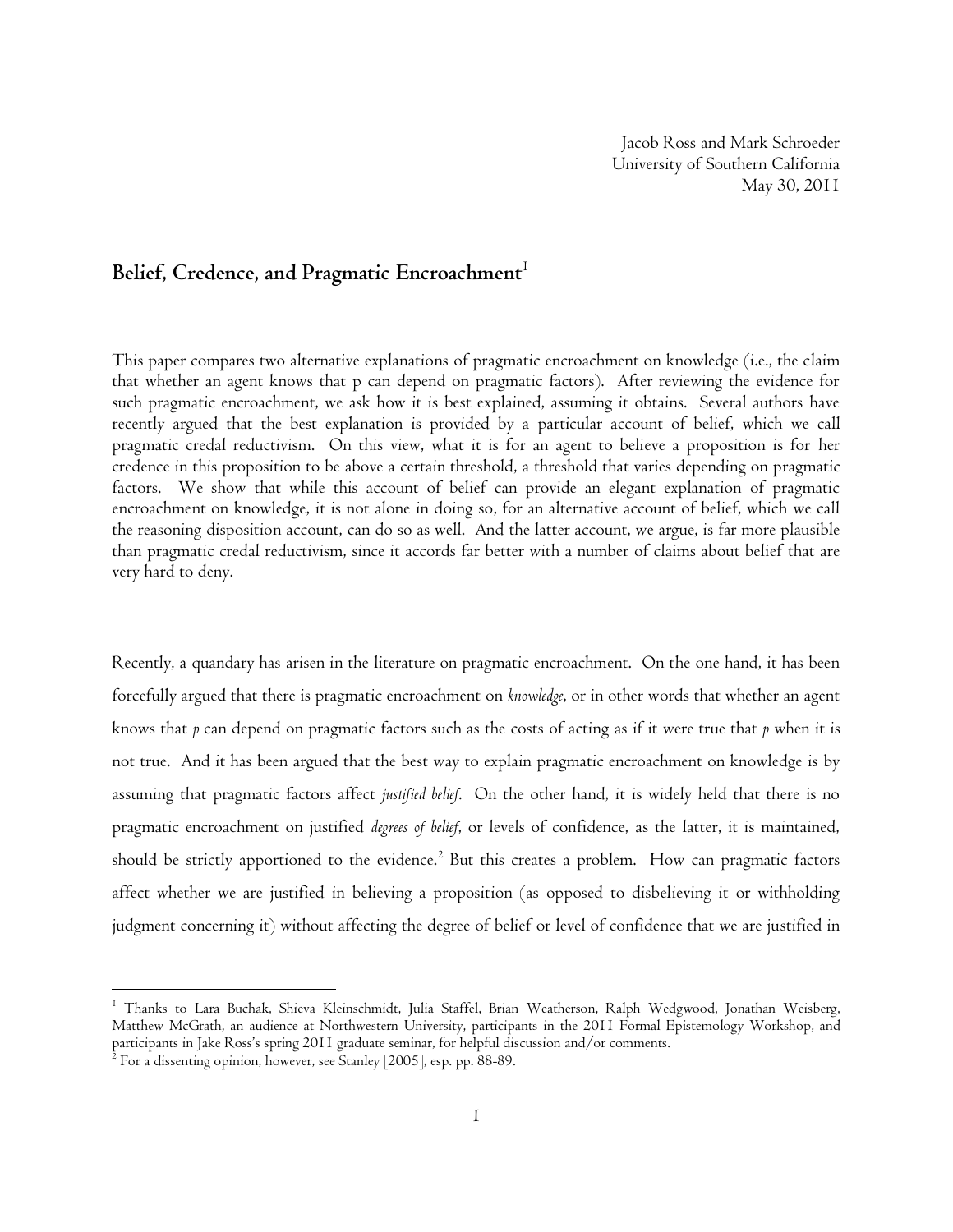Jacob Ross and Mark Schroeder
University of Southern California
May 30, 2011

# Belief, Credence, and Pragmatic Encroachment[1]

This paper compares two alternative explanations of pragmatic encroachment on knowledge (i.e., the claim that whether an agent knows that p can depend on pragmatic factors). After reviewing the evidence for such pragmatic encroachment, we ask how it is best explained, assuming it obtains. Several authors have recently argued that the best explanation is provided by a particular account of belief, which we call pragmatic credal reductivism. On this view, what it is for an agent to believe a proposition is for her credence in this proposition to be above a certain threshold, a threshold that varies depending on pragmatic factors. We show that while this account of belief can provide an elegant explanation of pragmatic encroachment on knowledge, it is not alone in doing so, for an alternative account of belief, which we call the reasoning disposition account, can do so as well. And the latter account, we argue, is far more plausible than pragmatic credal reductivism, since it accords far better with a number of claims about belief that are very hard to deny.

Recently, a quandary has arisen in the literature on pragmatic encroachment. On the one hand, it has been forcefully argued that there is pragmatic encroachment on *knowledge*, or in other words that whether an agent knows that *p* can depend on pragmatic factors such as the costs of acting as if it were true that *p* when it is not true. And it has been argued that the best way to explain pragmatic encroachment on knowledge is by assuming that pragmatic factors affect *justified belief*. On the other hand, it is widely held that there is no pragmatic encroachment on justified *degrees of belief*, or levels of confidence, as the latter, it is maintained, should be strictly apportioned to the evidence.[2] But this creates a problem. How can pragmatic factors affect whether we are justified in believing a proposition (as opposed to disbelieving it or withholding judgment concerning it) without affecting the degree of belief or level of confidence that we are justified in

[1] Thanks to Lara Buchak, Shieva Kleinschmidt, Julia Staffel, Brian Weatherson, Ralph Wedgwood, Jonathan Weisberg, Matthew McGrath, an audience at Northwestern University, participants in the 2011 Formal Epistemology Workshop, and participants in Jake Ross's spring 2011 graduate seminar, for helpful discussion and/or comments.

[2] For a dissenting opinion, however, see Stanley [2005], esp. pp. 88-89.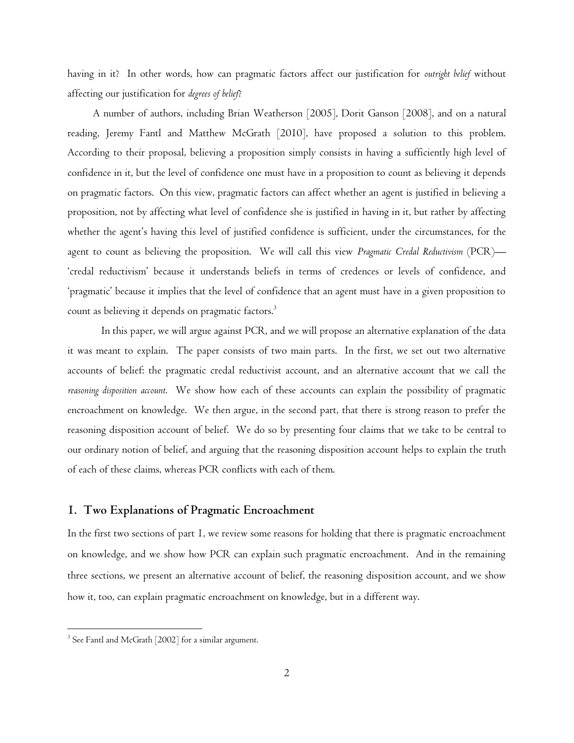having in it? In other words, how can pragmatic factors affect our justification for *outright belief* without affecting our justification for *degrees of belief*?

A number of authors, including Brian Weatherson [2005], Dorit Ganson [2008], and on a natural reading, Jeremy Fantl and Matthew McGrath [2010], have proposed a solution to this problem. According to their proposal, believing a proposition simply consists in having a sufficiently high level of confidence in it, but the level of confidence one must have in a proposition to count as believing it depends on pragmatic factors. On this view, pragmatic factors can affect whether an agent is justified in believing a proposition, not by affecting what level of confidence she is justified in having in it, but rather by affecting whether the agent's having this level of justified confidence is sufficient, under the circumstances, for the agent to count as believing the proposition. We will call this view *Pragmatic Credal Reductivism* (PCR)— 'credal reductivism' because it understands beliefs in terms of credences or levels of confidence, and 'pragmatic' because it implies that the level of confidence that an agent must have in a given proposition to count as believing it depends on pragmatic factors.[3]

In this paper, we will argue against PCR, and we will propose an alternative explanation of the data it was meant to explain. The paper consists of two main parts. In the first, we set out two alternative accounts of belief: the pragmatic credal reductivist account, and an alternative account that we call the *reasoning disposition account*. We show how each of these accounts can explain the possibility of pragmatic encroachment on knowledge. We then argue, in the second part, that there is strong reason to prefer the reasoning disposition account of belief. We do so by presenting four claims that we take to be central to our ordinary notion of belief, and arguing that the reasoning disposition account helps to explain the truth of each of these claims, whereas PCR conflicts with each of them.

## 1. Two Explanations of Pragmatic Encroachment

In the first two sections of part 1, we review some reasons for holding that there is pragmatic encroachment on knowledge, and we show how PCR can explain such pragmatic encroachment. And in the remaining three sections, we present an alternative account of belief, the reasoning disposition account, and we show how it, too, can explain pragmatic encroachment on knowledge, but in a different way.

---

[3] See Fantl and McGrath [2002] for a similar argument.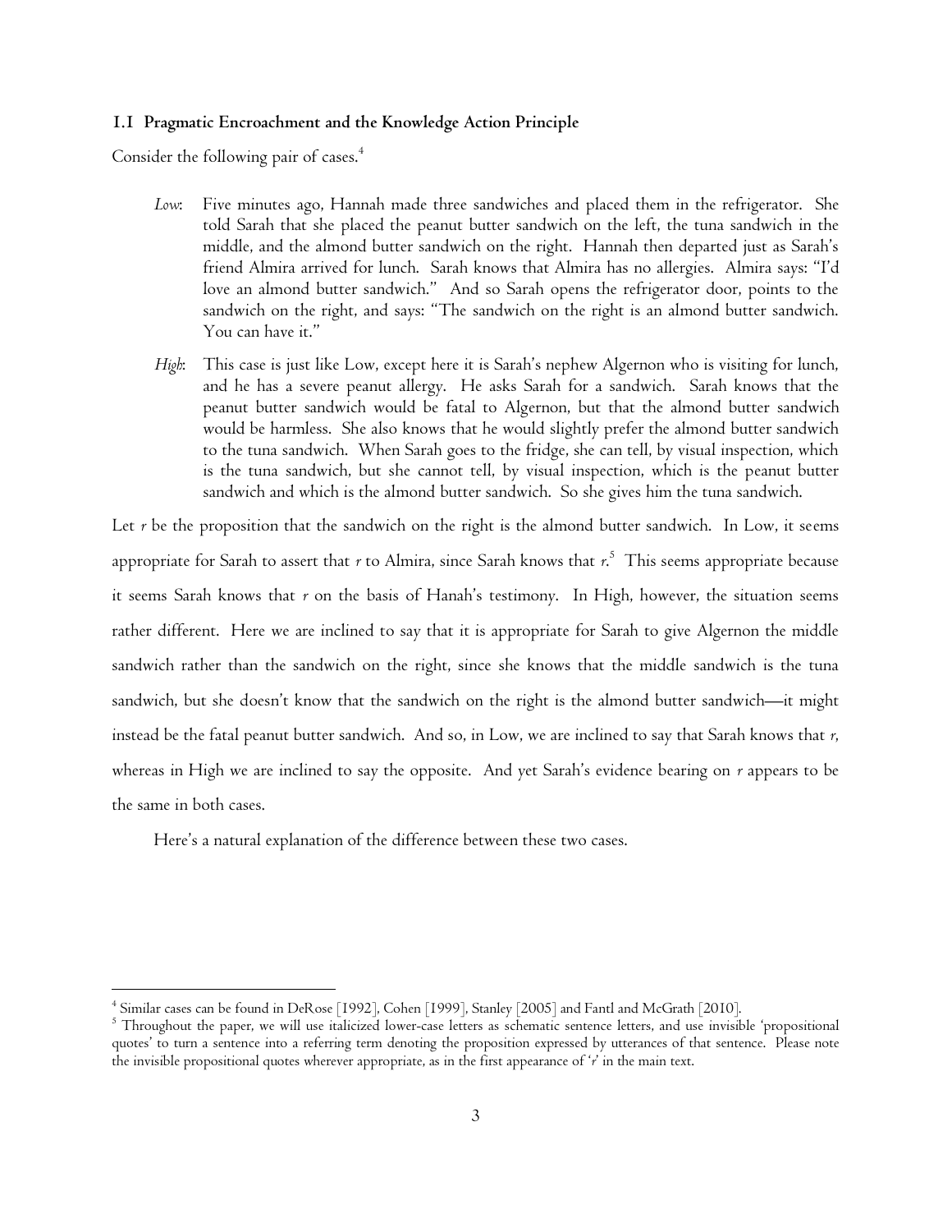### 1.1 Pragmatic Encroachment and the Knowledge Action Principle

Consider the following pair of cases.[4]

> *Low*: Five minutes ago, Hannah made three sandwiches and placed them in the refrigerator. She told Sarah that she placed the peanut butter sandwich on the left, the tuna sandwich in the middle, and the almond butter sandwich on the right. Hannah then departed just as Sarah's friend Almira arrived for lunch. Sarah knows that Almira has no allergies. Almira says: "I'd love an almond butter sandwich." And so Sarah opens the refrigerator door, points to the sandwich on the right, and says: "The sandwich on the right is an almond butter sandwich. You can have it."

> *High*: This case is just like Low, except here it is Sarah's nephew Algernon who is visiting for lunch, and he has a severe peanut allergy. He asks Sarah for a sandwich. Sarah knows that the peanut butter sandwich would be fatal to Algernon, but that the almond butter sandwich would be harmless. She also knows that he would slightly prefer the almond butter sandwich to the tuna sandwich. When Sarah goes to the fridge, she can tell, by visual inspection, which is the tuna sandwich, but she cannot tell, by visual inspection, which is the peanut butter sandwich and which is the almond butter sandwich. So she gives him the tuna sandwich.

Let *r* be the proposition that the sandwich on the right is the almond butter sandwich. In Low, it seems appropriate for Sarah to assert that *r* to Almira, since Sarah knows that *r*.[5] This seems appropriate because it seems Sarah knows that *r* on the basis of Hanah's testimony. In High, however, the situation seems rather different. Here we are inclined to say that it is appropriate for Sarah to give Algernon the middle sandwich rather than the sandwich on the right, since she knows that the middle sandwich is the tuna sandwich, but she doesn't know that the sandwich on the right is the almond butter sandwich—it might instead be the fatal peanut butter sandwich. And so, in Low, we are inclined to say that Sarah knows that *r*, whereas in High we are inclined to say the opposite. And yet Sarah's evidence bearing on *r* appears to be the same in both cases.

Here's a natural explanation of the difference between these two cases.

---

[4] Similar cases can be found in DeRose [1992], Cohen [1999], Stanley [2005] and Fantl and McGrath [2010].

[5] Throughout the paper, we will use italicized lower-case letters as schematic sentence letters, and use invisible 'propositional quotes' to turn a sentence into a referring term denoting the proposition expressed by utterances of that sentence. Please note the invisible propositional quotes wherever appropriate, as in the first appearance of '*r*' in the main text.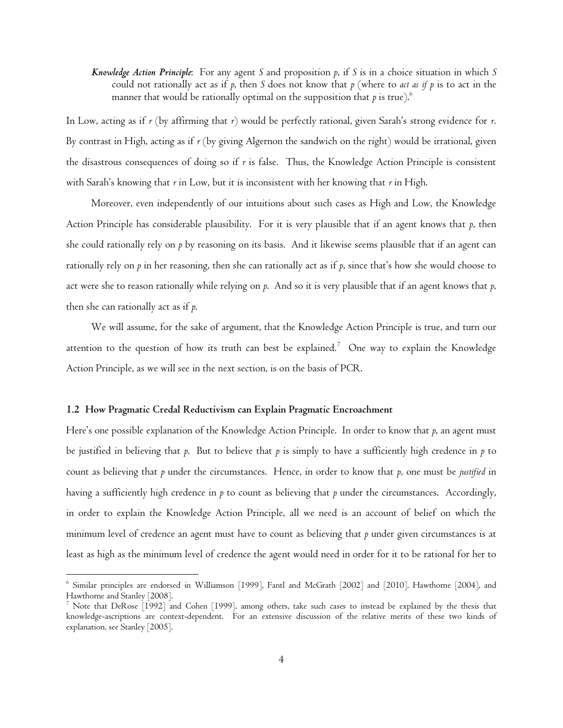***Knowledge Action Principle***: For any agent *S* and proposition *p*, if *S* is in a choice situation in which *S* could not rationally act as if *p*, then *S* does not know that *p* (where to *act as if p* is to act in the manner that would be rationally optimal on the supposition that *p* is true).[6]

In Low, acting as if *r* (by affirming that *r*) would be perfectly rational, given Sarah's strong evidence for *r*. By contrast in High, acting as if *r* (by giving Algernon the sandwich on the right) would be irrational, given the disastrous consequences of doing so if *r* is false. Thus, the Knowledge Action Principle is consistent with Sarah's knowing that *r* in Low, but it is inconsistent with her knowing that *r* in High.

Moreover, even independently of our intuitions about such cases as High and Low, the Knowledge Action Principle has considerable plausibility. For it is very plausible that if an agent knows that *p*, then she could rationally rely on *p* by reasoning on its basis. And it likewise seems plausible that if an agent can rationally rely on *p* in her reasoning, then she can rationally act as if *p*, since that's how she would choose to act were she to reason rationally while relying on *p*. And so it is very plausible that if an agent knows that *p*, then she can rationally act as if *p*.

We will assume, for the sake of argument, that the Knowledge Action Principle is true, and turn our attention to the question of how its truth can best be explained.[7] One way to explain the Knowledge Action Principle, as we will see in the next section, is on the basis of PCR.

### 1.2 How Pragmatic Credal Reductivism can Explain Pragmatic Encroachment

Here's one possible explanation of the Knowledge Action Principle. In order to know that *p*, an agent must be justified in believing that *p*. But to believe that *p* is simply to have a sufficiently high credence in *p* to count as believing that *p* under the circumstances. Hence, in order to know that *p*, one must be *justified* in having a sufficiently high credence in *p* to count as believing that *p* under the circumstances. Accordingly, in order to explain the Knowledge Action Principle, all we need is an account of belief on which the minimum level of credence an agent must have to count as believing that *p* under given circumstances is at least as high as the minimum level of credence the agent would need in order for it to be rational for her to

---

[6] Similar principles are endorsed in Williamson [1999], Fantl and McGrath [2002] and [2010], Hawthorne [2004], and Hawthorne and Stanley [2008].

[7] Note that DeRose [1992] and Cohen [1999], among others, take such cases to instead be explained by the thesis that knowledge-ascriptions are context-dependent. For an extensive discussion of the relative merits of these two kinds of explanation, see Stanley [2005].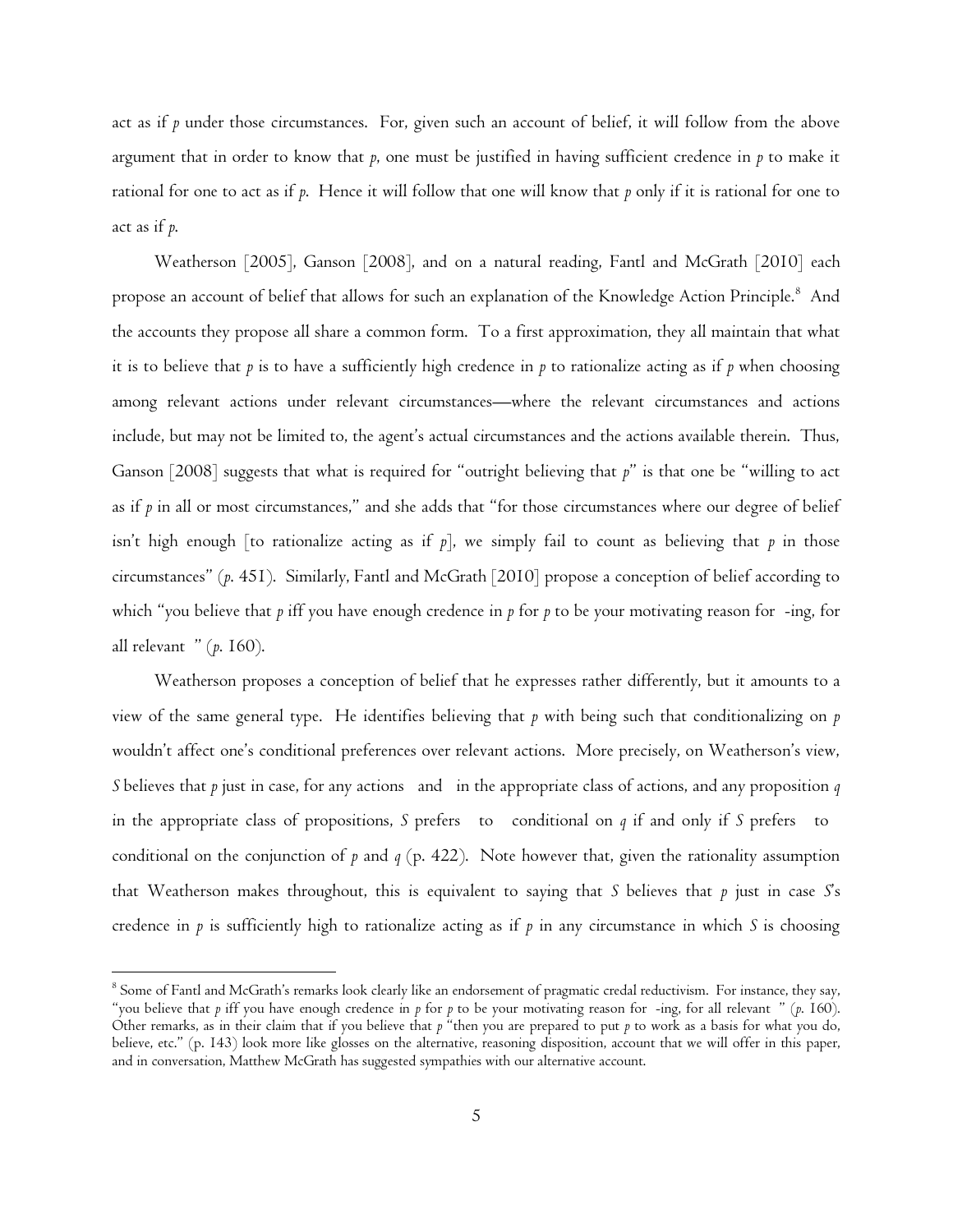act as if *p* under those circumstances. For, given such an account of belief, it will follow from the above argument that in order to know that *p*, one must be justified in having sufficient credence in *p* to make it rational for one to act as if *p*. Hence it will follow that one will know that *p* only if it is rational for one to act as if *p*.

Weatherson [2005], Ganson [2008], and on a natural reading, Fantl and McGrath [2010] each propose an account of belief that allows for such an explanation of the Knowledge Action Principle.[8] And the accounts they propose all share a common form. To a first approximation, they all maintain that what it is to believe that *p* is to have a sufficiently high credence in *p* to rationalize acting as if *p* when choosing among relevant actions under relevant circumstances—where the relevant circumstances and actions include, but may not be limited to, the agent's actual circumstances and the actions available therein. Thus, Ganson [2008] suggests that what is required for "outright believing that *p*" is that one be "willing to act as if *p* in all or most circumstances," and she adds that "for those circumstances where our degree of belief isn't high enough [to rationalize acting as if *p*], we simply fail to count as believing that *p* in those circumstances" (*p*. 451). Similarly, Fantl and McGrath [2010] propose a conception of belief according to which "you believe that *p* iff you have enough credence in *p* for *p* to be your motivating reason for -ing, for all relevant " (*p*. 160).

Weatherson proposes a conception of belief that he expresses rather differently, but it amounts to a view of the same general type. He identifies believing that *p* with being such that conditionalizing on *p* wouldn't affect one's conditional preferences over relevant actions. More precisely, on Weatherson's view, *S* believes that *p* just in case, for any actions and in the appropriate class of actions, and any proposition *q* in the appropriate class of propositions, *S* prefers to conditional on *q* if and only if *S* prefers to conditional on the conjunction of *p* and *q* (p. 422). Note however that, given the rationality assumption that Weatherson makes throughout, this is equivalent to saying that *S* believes that *p* just in case *S*'s credence in *p* is sufficiently high to rationalize acting as if *p* in any circumstance in which *S* is choosing

---

[8] Some of Fantl and McGrath's remarks look clearly like an endorsement of pragmatic credal reductivism. For instance, they say, "you believe that *p* iff you have enough credence in *p* for *p* to be your motivating reason for -ing, for all relevant " (*p*. 160). Other remarks, as in their claim that if you believe that *p* "then you are prepared to put *p* to work as a basis for what you do, believe, etc." (p. 143) look more like glosses on the alternative, reasoning disposition, account that we will offer in this paper, and in conversation, Matthew McGrath has suggested sympathies with our alternative account.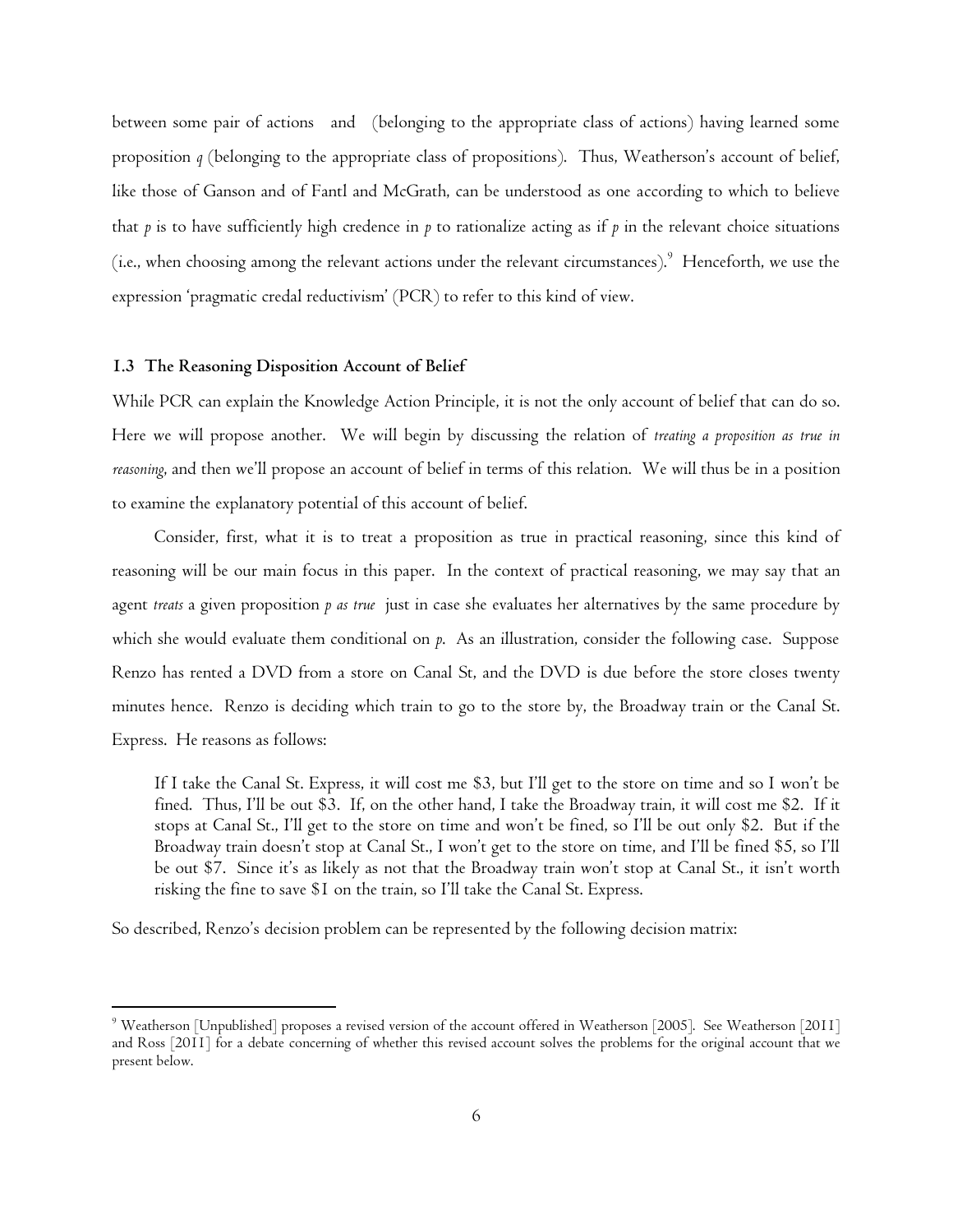between some pair of actions   and   (belonging to the appropriate class of actions) having learned some proposition *q* (belonging to the appropriate class of propositions). Thus, Weatherson's account of belief, like those of Ganson and of Fantl and McGrath, can be understood as one according to which to believe that *p* is to have sufficiently high credence in *p* to rationalize acting as if *p* in the relevant choice situations (i.e., when choosing among the relevant actions under the relevant circumstances).[9] Henceforth, we use the expression 'pragmatic credal reductivism' (PCR) to refer to this kind of view.

### 1.3 The Reasoning Disposition Account of Belief

While PCR can explain the Knowledge Action Principle, it is not the only account of belief that can do so. Here we will propose another. We will begin by discussing the relation of *treating a proposition as true in reasoning*, and then we'll propose an account of belief in terms of this relation. We will thus be in a position to examine the explanatory potential of this account of belief.

Consider, first, what it is to treat a proposition as true in practical reasoning, since this kind of reasoning will be our main focus in this paper. In the context of practical reasoning, we may say that an agent *treats* a given proposition *p as true* just in case she evaluates her alternatives by the same procedure by which she would evaluate them conditional on *p*. As an illustration, consider the following case. Suppose Renzo has rented a DVD from a store on Canal St, and the DVD is due before the store closes twenty minutes hence. Renzo is deciding which train to go to the store by, the Broadway train or the Canal St. Express. He reasons as follows:

> If I take the Canal St. Express, it will cost me \$3, but I'll get to the store on time and so I won't be fined. Thus, I'll be out \$3. If, on the other hand, I take the Broadway train, it will cost me \$2. If it stops at Canal St., I'll get to the store on time and won't be fined, so I'll be out only \$2. But if the Broadway train doesn't stop at Canal St., I won't get to the store on time, and I'll be fined \$5, so I'll be out \$7. Since it's as likely as not that the Broadway train won't stop at Canal St., it isn't worth risking the fine to save \$1 on the train, so I'll take the Canal St. Express.

So described, Renzo's decision problem can be represented by the following decision matrix:

[9] Weatherson [Unpublished] proposes a revised version of the account offered in Weatherson [2005]. See Weatherson [2011] and Ross [2011] for a debate concerning of whether this revised account solves the problems for the original account that we present below.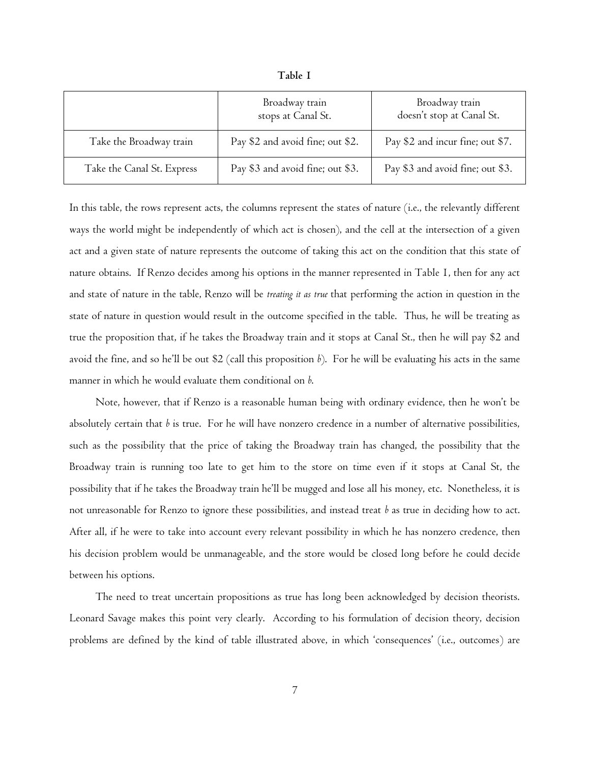**Table 1**

| | Broadway train stops at Canal St. | Broadway train doesn't stop at Canal St. |
|---|---|---|
| Take the Broadway train | Pay \$2 and avoid fine; out \$2. | Pay \$2 and incur fine; out \$7. |
| Take the Canal St. Express | Pay \$3 and avoid fine; out \$3. | Pay \$3 and avoid fine; out \$3. |

In this table, the rows represent acts, the columns represent the states of nature (i.e., the relevantly different ways the world might be independently of which act is chosen), and the cell at the intersection of a given act and a given state of nature represents the outcome of taking this act on the condition that this state of nature obtains. If Renzo decides among his options in the manner represented in Table 1, then for any act and state of nature in the table, Renzo will be *treating it as true* that performing the action in question in the state of nature in question would result in the outcome specified in the table. Thus, he will be treating as true the proposition that, if he takes the Broadway train and it stops at Canal St., then he will pay \$2 and avoid the fine, and so he'll be out \$2 (call this proposition *b*). For he will be evaluating his acts in the same manner in which he would evaluate them conditional on *b*.

Note, however, that if Renzo is a reasonable human being with ordinary evidence, then he won't be absolutely certain that *b* is true. For he will have nonzero credence in a number of alternative possibilities, such as the possibility that the price of taking the Broadway train has changed, the possibility that the Broadway train is running too late to get him to the store on time even if it stops at Canal St, the possibility that if he takes the Broadway train he'll be mugged and lose all his money, etc. Nonetheless, it is not unreasonable for Renzo to ignore these possibilities, and instead treat *b* as true in deciding how to act. After all, if he were to take into account every relevant possibility in which he has nonzero credence, then his decision problem would be unmanageable, and the store would be closed long before he could decide between his options.

The need to treat uncertain propositions as true has long been acknowledged by decision theorists. Leonard Savage makes this point very clearly. According to his formulation of decision theory, decision problems are defined by the kind of table illustrated above, in which 'consequences' (i.e., outcomes) are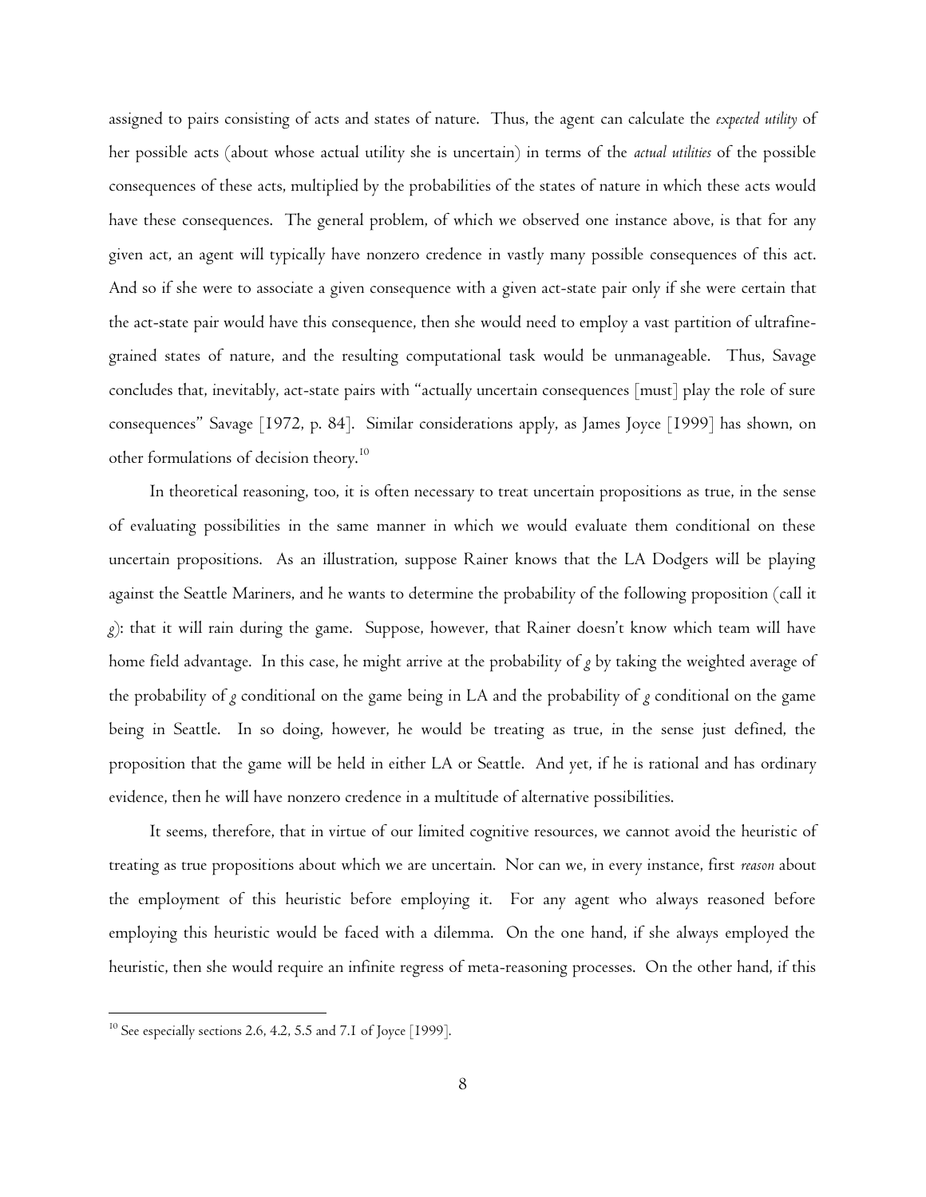assigned to pairs consisting of acts and states of nature. Thus, the agent can calculate the *expected utility* of her possible acts (about whose actual utility she is uncertain) in terms of the *actual utilities* of the possible consequences of these acts, multiplied by the probabilities of the states of nature in which these acts would have these consequences. The general problem, of which we observed one instance above, is that for any given act, an agent will typically have nonzero credence in vastly many possible consequences of this act. And so if she were to associate a given consequence with a given act-state pair only if she were certain that the act-state pair would have this consequence, then she would need to employ a vast partition of ultrafine-grained states of nature, and the resulting computational task would be unmanageable. Thus, Savage concludes that, inevitably, act-state pairs with "actually uncertain consequences [must] play the role of sure consequences" Savage [1972, p. 84]. Similar considerations apply, as James Joyce [1999] has shown, on other formulations of decision theory.[10]

In theoretical reasoning, too, it is often necessary to treat uncertain propositions as true, in the sense of evaluating possibilities in the same manner in which we would evaluate them conditional on these uncertain propositions. As an illustration, suppose Rainer knows that the LA Dodgers will be playing against the Seattle Mariners, and he wants to determine the probability of the following proposition (call it $g$): that it will rain during the game. Suppose, however, that Rainer doesn't know which team will have home field advantage. In this case, he might arrive at the probability of $g$ by taking the weighted average of the probability of $g$ conditional on the game being in LA and the probability of $g$ conditional on the game being in Seattle. In so doing, however, he would be treating as true, in the sense just defined, the proposition that the game will be held in either LA or Seattle. And yet, if he is rational and has ordinary evidence, then he will have nonzero credence in a multitude of alternative possibilities.

It seems, therefore, that in virtue of our limited cognitive resources, we cannot avoid the heuristic of treating as true propositions about which we are uncertain. Nor can we, in every instance, first *reason* about the employment of this heuristic before employing it. For any agent who always reasoned before employing this heuristic would be faced with a dilemma. On the one hand, if she always employed the heuristic, then she would require an infinite regress of meta-reasoning processes. On the other hand, if this

[10] See especially sections 2.6, 4.2, 5.5 and 7.1 of Joyce [1999].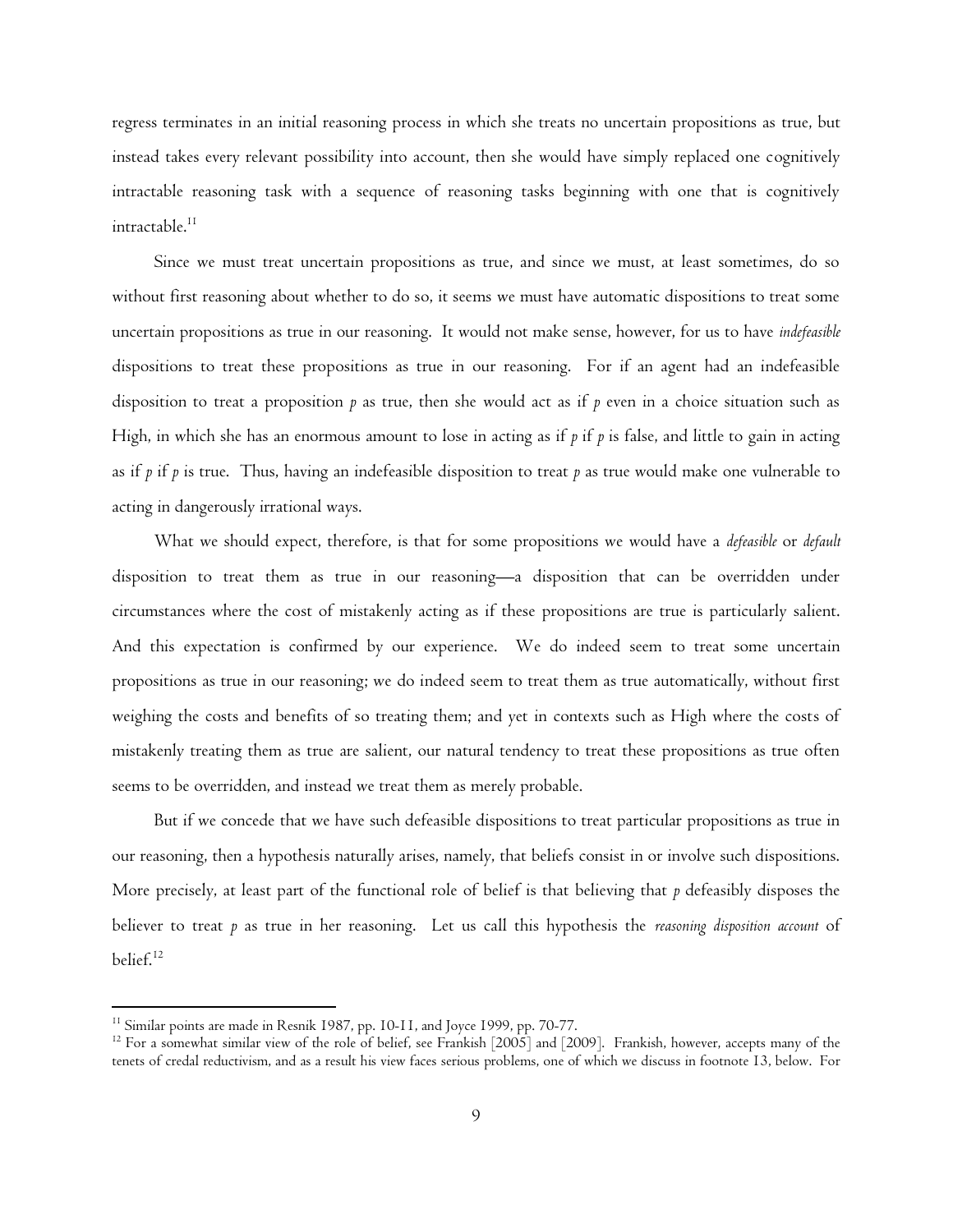regress terminates in an initial reasoning process in which she treats no uncertain propositions as true, but instead takes every relevant possibility into account, then she would have simply replaced one cognitively intractable reasoning task with a sequence of reasoning tasks beginning with one that is cognitively intractable.[11]

Since we must treat uncertain propositions as true, and since we must, at least sometimes, do so without first reasoning about whether to do so, it seems we must have automatic dispositions to treat some uncertain propositions as true in our reasoning. It would not make sense, however, for us to have *indefeasible* dispositions to treat these propositions as true in our reasoning. For if an agent had an indefeasible disposition to treat a proposition *p* as true, then she would act as if *p* even in a choice situation such as High, in which she has an enormous amount to lose in acting as if *p* if *p* is false, and little to gain in acting as if *p* if *p* is true. Thus, having an indefeasible disposition to treat *p* as true would make one vulnerable to acting in dangerously irrational ways.

What we should expect, therefore, is that for some propositions we would have a *defeasible* or *default* disposition to treat them as true in our reasoning—a disposition that can be overridden under circumstances where the cost of mistakenly acting as if these propositions are true is particularly salient. And this expectation is confirmed by our experience. We do indeed seem to treat some uncertain propositions as true in our reasoning; we do indeed seem to treat them as true automatically, without first weighing the costs and benefits of so treating them; and yet in contexts such as High where the costs of mistakenly treating them as true are salient, our natural tendency to treat these propositions as true often seems to be overridden, and instead we treat them as merely probable.

But if we concede that we have such defeasible dispositions to treat particular propositions as true in our reasoning, then a hypothesis naturally arises, namely, that beliefs consist in or involve such dispositions. More precisely, at least part of the functional role of belief is that believing that *p* defeasibly disposes the believer to treat *p* as true in her reasoning. Let us call this hypothesis the *reasoning disposition account* of belief.[12]

---

[11] Similar points are made in Resnik 1987, pp. 10-11, and Joyce 1999, pp. 70-77.

[12] For a somewhat similar view of the role of belief, see Frankish [2005] and [2009]. Frankish, however, accepts many of the tenets of credal reductivism, and as a result his view faces serious problems, one of which we discuss in footnote 13, below. For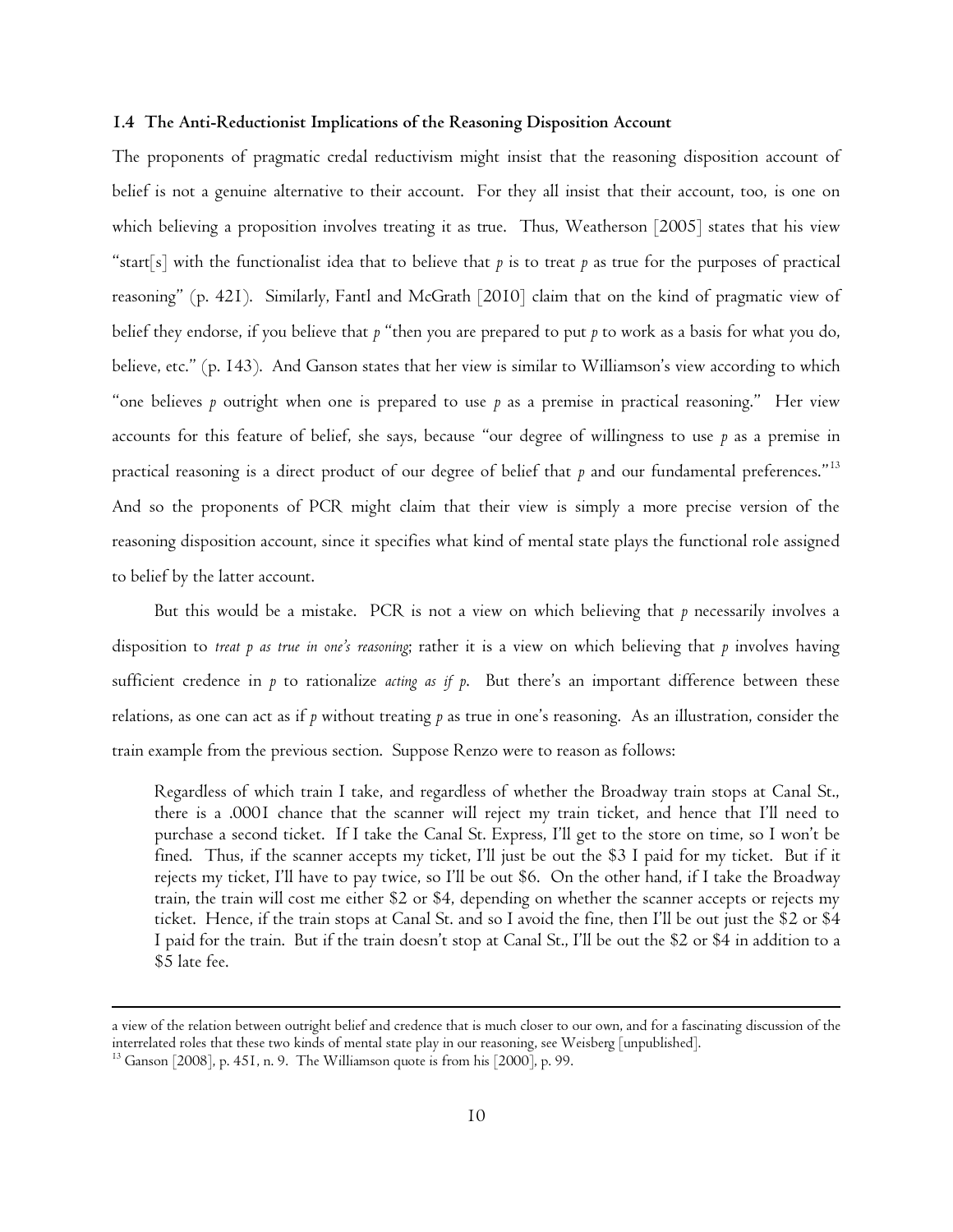### 1.4 The Anti-Reductionist Implications of the Reasoning Disposition Account

The proponents of pragmatic credal reductivism might insist that the reasoning disposition account of belief is not a genuine alternative to their account. For they all insist that their account, too, is one on which believing a proposition involves treating it as true. Thus, Weatherson [2005] states that his view "start[s] with the functionalist idea that to believe that *p* is to treat *p* as true for the purposes of practical reasoning" (p. 421). Similarly, Fantl and McGrath [2010] claim that on the kind of pragmatic view of belief they endorse, if you believe that *p* "then you are prepared to put *p* to work as a basis for what you do, believe, etc." (p. 143). And Ganson states that her view is similar to Williamson's view according to which "one believes *p* outright when one is prepared to use *p* as a premise in practical reasoning." Her view accounts for this feature of belief, she says, because "our degree of willingness to use *p* as a premise in practical reasoning is a direct product of our degree of belief that *p* and our fundamental preferences."[13] And so the proponents of PCR might claim that their view is simply a more precise version of the reasoning disposition account, since it specifies what kind of mental state plays the functional role assigned to belief by the latter account.

But this would be a mistake. PCR is not a view on which believing that *p* necessarily involves a disposition to *treat p as true in one's reasoning*; rather it is a view on which believing that *p* involves having sufficient credence in *p* to rationalize *acting as if p*. But there's an important difference between these relations, as one can act as if *p* without treating *p* as true in one's reasoning. As an illustration, consider the train example from the previous section. Suppose Renzo were to reason as follows:

> Regardless of which train I take, and regardless of whether the Broadway train stops at Canal St., there is a .0001 chance that the scanner will reject my train ticket, and hence that I'll need to purchase a second ticket. If I take the Canal St. Express, I'll get to the store on time, so I won't be fined. Thus, if the scanner accepts my ticket, I'll just be out the \$3 I paid for my ticket. But if it rejects my ticket, I'll have to pay twice, so I'll be out \$6. On the other hand, if I take the Broadway train, the train will cost me either \$2 or \$4, depending on whether the scanner accepts or rejects my ticket. Hence, if the train stops at Canal St. and so I avoid the fine, then I'll be out just the \$2 or \$4 I paid for the train. But if the train doesn't stop at Canal St., I'll be out the \$2 or \$4 in addition to a \$5 late fee.

---

a view of the relation between outright belief and credence that is much closer to our own, and for a fascinating discussion of the interrelated roles that these two kinds of mental state play in our reasoning, see Weisberg [unpublished].

[13] Ganson [2008], p. 451, n. 9. The Williamson quote is from his [2000], p. 99.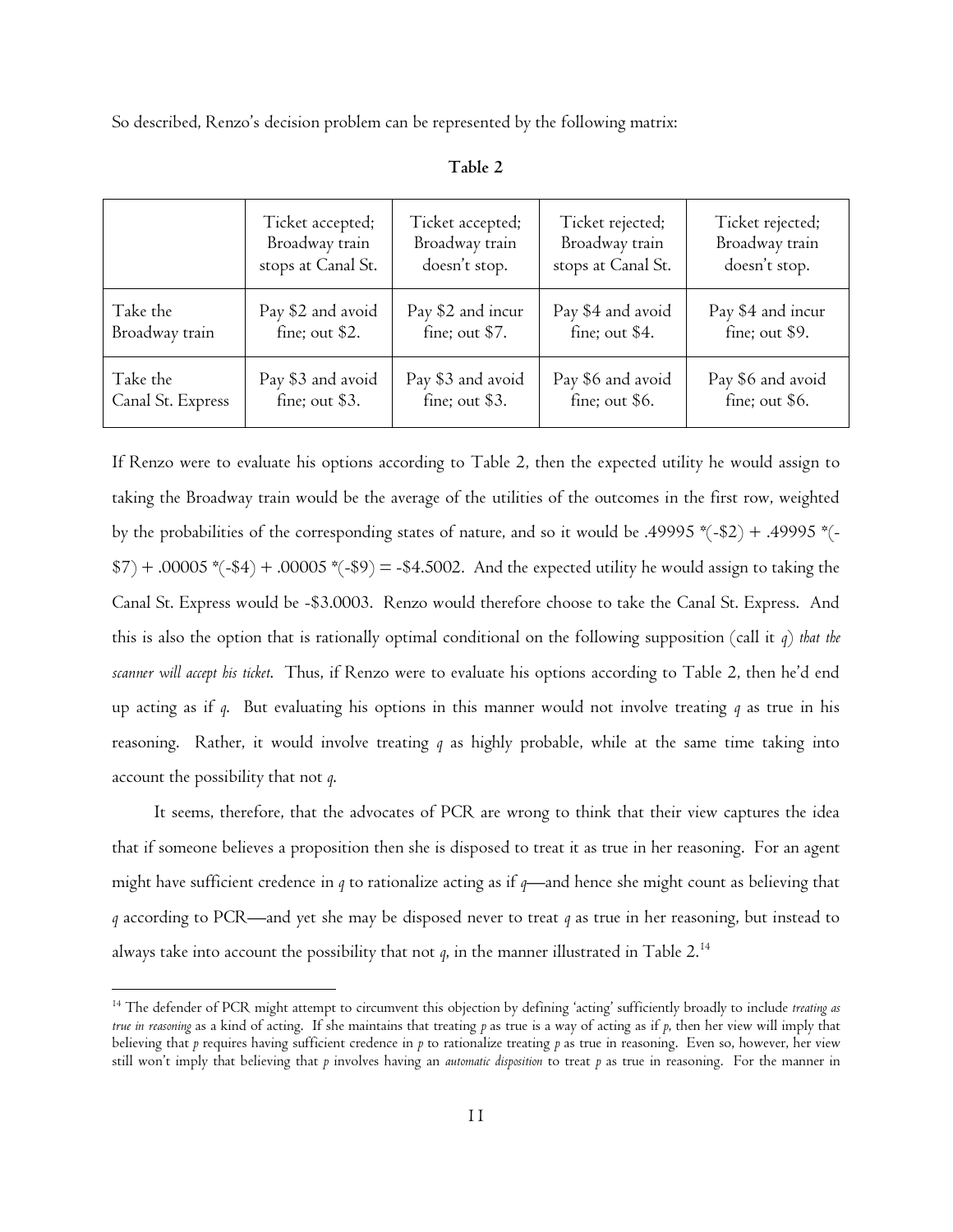So described, Renzo's decision problem can be represented by the following matrix:

**Table 2**

| | Ticket accepted; Broadway train stops at Canal St. | Ticket accepted; Broadway train doesn't stop. | Ticket rejected; Broadway train stops at Canal St. | Ticket rejected; Broadway train doesn't stop. |
|---|---|---|---|---|
| Take the Broadway train | Pay \$2 and avoid fine; out \$2. | Pay \$2 and incur fine; out \$7. | Pay \$4 and avoid fine; out \$4. | Pay \$4 and incur fine; out \$9. |
| Take the Canal St. Express | Pay \$3 and avoid fine; out \$3. | Pay \$3 and avoid fine; out \$3. | Pay \$6 and avoid fine; out \$6. | Pay \$6 and avoid fine; out \$6. |

If Renzo were to evaluate his options according to Table 2, then the expected utility he would assign to taking the Broadway train would be the average of the utilities of the outcomes in the first row, weighted by the probabilities of the corresponding states of nature, and so it would be .49995 *(-\$2) + .49995 *(-\$7) + .00005 *(-\$4) + .00005 *(-\$9) = -\$4.5002. And the expected utility he would assign to taking the Canal St. Express would be -\$3.0003. Renzo would therefore choose to take the Canal St. Express. And this is also the option that is rationally optimal conditional on the following supposition (call it $q$) *that the scanner will accept his ticket*. Thus, if Renzo were to evaluate his options according to Table 2, then he'd end up acting as if $q$. But evaluating his options in this manner would not involve treating $q$ as true in his reasoning. Rather, it would involve treating $q$ as highly probable, while at the same time taking into account the possibility that not $q$.

It seems, therefore, that the advocates of PCR are wrong to think that their view captures the idea that if someone believes a proposition then she is disposed to treat it as true in her reasoning. For an agent might have sufficient credence in $q$ to rationalize acting as if $q$—and hence she might count as believing that $q$ according to PCR—and yet she may be disposed never to treat $q$ as true in her reasoning, but instead to always take into account the possibility that not $q$, in the manner illustrated in Table 2.[14]

[14] The defender of PCR might attempt to circumvent this objection by defining 'acting' sufficiently broadly to include *treating as true in reasoning* as a kind of acting. If she maintains that treating $p$ as true is a way of acting as if $p$, then her view will imply that believing that $p$ requires having sufficient credence in $p$ to rationalize treating $p$ as true in reasoning. Even so, however, her view still won't imply that believing that $p$ involves having an *automatic disposition* to treat $p$ as true in reasoning. For the manner in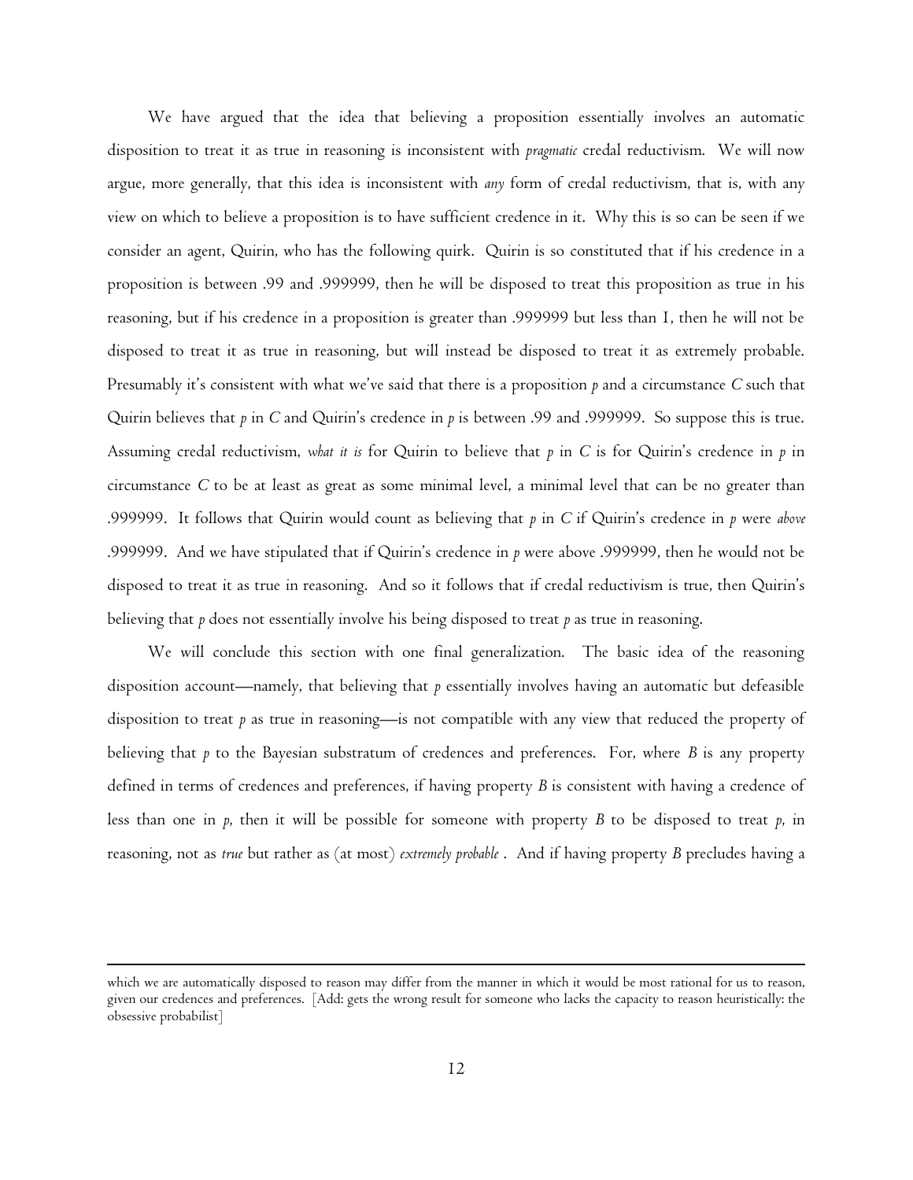We have argued that the idea that believing a proposition essentially involves an automatic disposition to treat it as true in reasoning is inconsistent with *pragmatic* credal reductivism. We will now argue, more generally, that this idea is inconsistent with *any* form of credal reductivism, that is, with any view on which to believe a proposition is to have sufficient credence in it. Why this is so can be seen if we consider an agent, Quirin, who has the following quirk. Quirin is so constituted that if his credence in a proposition is between .99 and .999999, then he will be disposed to treat this proposition as true in his reasoning, but if his credence in a proposition is greater than .999999 but less than 1, then he will not be disposed to treat it as true in reasoning, but will instead be disposed to treat it as extremely probable. Presumably it's consistent with what we've said that there is a proposition *p* and a circumstance *C* such that Quirin believes that *p* in *C* and Quirin's credence in *p* is between .99 and .999999. So suppose this is true. Assuming credal reductivism, *what it is* for Quirin to believe that *p* in *C* is for Quirin's credence in *p* in circumstance *C* to be at least as great as some minimal level, a minimal level that can be no greater than .999999. It follows that Quirin would count as believing that *p* in *C* if Quirin's credence in *p* were *above* .999999. And we have stipulated that if Quirin's credence in *p* were above .999999, then he would not be disposed to treat it as true in reasoning. And so it follows that if credal reductivism is true, then Quirin's believing that *p* does not essentially involve his being disposed to treat *p* as true in reasoning.

We will conclude this section with one final generalization. The basic idea of the reasoning disposition account—namely, that believing that *p* essentially involves having an automatic but defeasible disposition to treat *p* as true in reasoning—is not compatible with any view that reduced the property of believing that *p* to the Bayesian substratum of credences and preferences. For, where *B* is any property defined in terms of credences and preferences, if having property *B* is consistent with having a credence of less than one in *p*, then it will be possible for someone with property *B* to be disposed to treat *p*, in reasoning, not as *true* but rather as (at most) *extremely probable* . And if having property *B* precludes having a

---

which we are automatically disposed to reason may differ from the manner in which it would be most rational for us to reason, given our credences and preferences. [Add: gets the wrong result for someone who lacks the capacity to reason heuristically: the obsessive probabilist]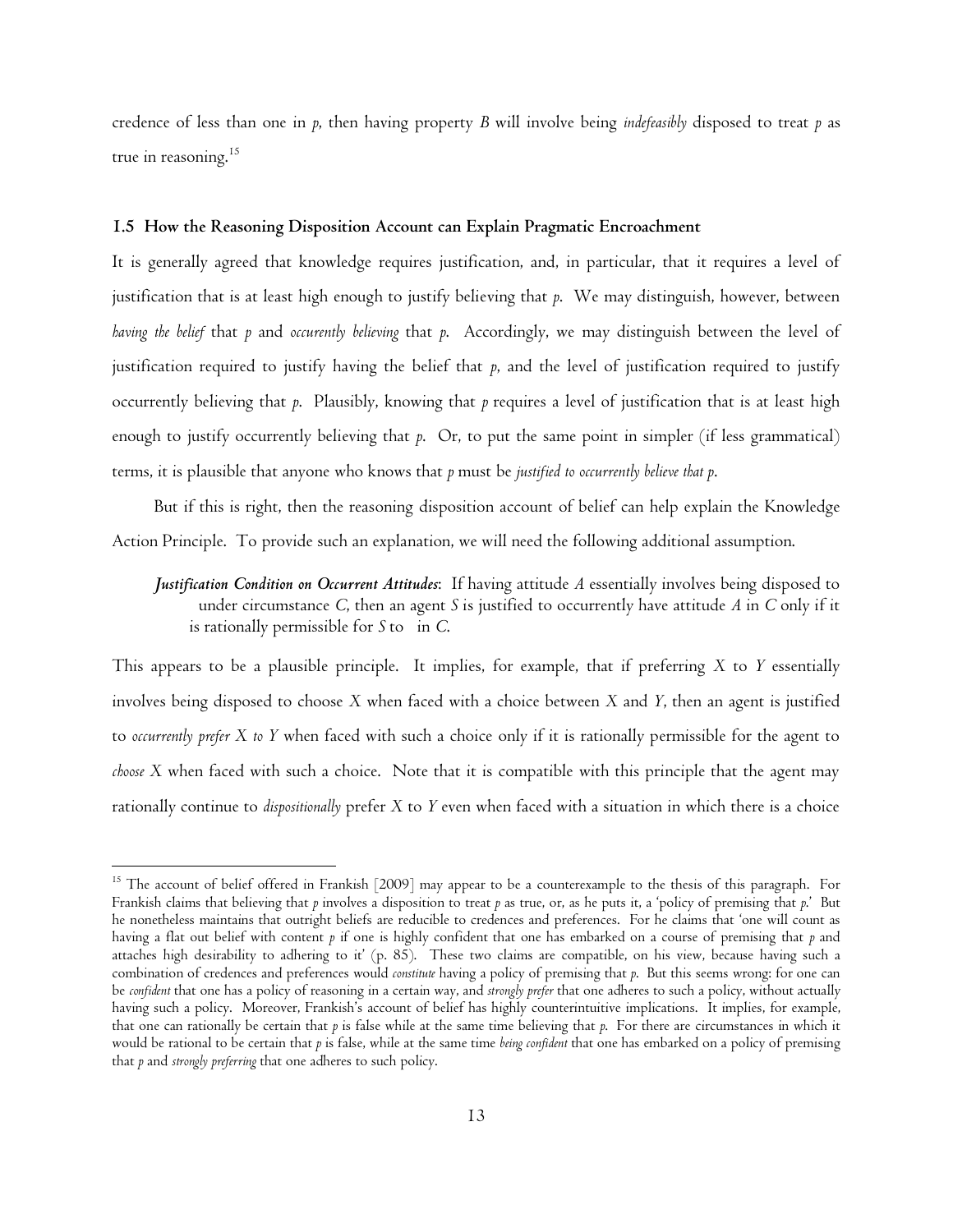credence of less than one in *p*, then having property *B* will involve being *indefeasibly* disposed to treat *p* as true in reasoning.[15]

### 1.5 How the Reasoning Disposition Account can Explain Pragmatic Encroachment

It is generally agreed that knowledge requires justification, and, in particular, that it requires a level of justification that is at least high enough to justify believing that *p*. We may distinguish, however, between *having the belief* that *p* and *occurrently believing* that *p*. Accordingly, we may distinguish between the level of justification required to justify having the belief that *p*, and the level of justification required to justify occurrently believing that *p*. Plausibly, knowing that *p* requires a level of justification that is at least high enough to justify occurrently believing that *p*. Or, to put the same point in simpler (if less grammatical) terms, it is plausible that anyone who knows that *p* must be *justified to occurrently believe that p*.

But if this is right, then the reasoning disposition account of belief can help explain the Knowledge Action Principle. To provide such an explanation, we will need the following additional assumption.

> ***Justification Condition on Occurrent Attitudes***: If having attitude *A* essentially involves being disposed to under circumstance *C*, then an agent *S* is justified to occurrently have attitude *A* in *C* only if it is rationally permissible for *S* to in *C*.

This appears to be a plausible principle. It implies, for example, that if preferring *X* to *Y* essentially involves being disposed to choose *X* when faced with a choice between *X* and *Y*, then an agent is justified to *occurrently prefer X to Y* when faced with such a choice only if it is rationally permissible for the agent to *choose X* when faced with such a choice. Note that it is compatible with this principle that the agent may rationally continue to *dispositionally* prefer *X* to *Y* even when faced with a situation in which there is a choice

---

[15] The account of belief offered in Frankish [2009] may appear to be a counterexample to the thesis of this paragraph. For Frankish claims that believing that *p* involves a disposition to treat *p* as true, or, as he puts it, a 'policy of premising that *p*.' But he nonetheless maintains that outright beliefs are reducible to credences and preferences. For he claims that 'one will count as having a flat out belief with content *p* if one is highly confident that one has embarked on a course of premising that *p* and attaches high desirability to adhering to it' (p. 85). These two claims are compatible, on his view, because having such a combination of credences and preferences would *constitute* having a policy of premising that *p*. But this seems wrong: for one can be *confident* that one has a policy of reasoning in a certain way, and *strongly prefer* that one adheres to such a policy, without actually having such a policy. Moreover, Frankish's account of belief has highly counterintuitive implications. It implies, for example, that one can rationally be certain that *p* is false while at the same time believing that *p*. For there are circumstances in which it would be rational to be certain that *p* is false, while at the same time *being confident* that one has embarked on a policy of premising that *p* and *strongly preferring* that one adheres to such policy.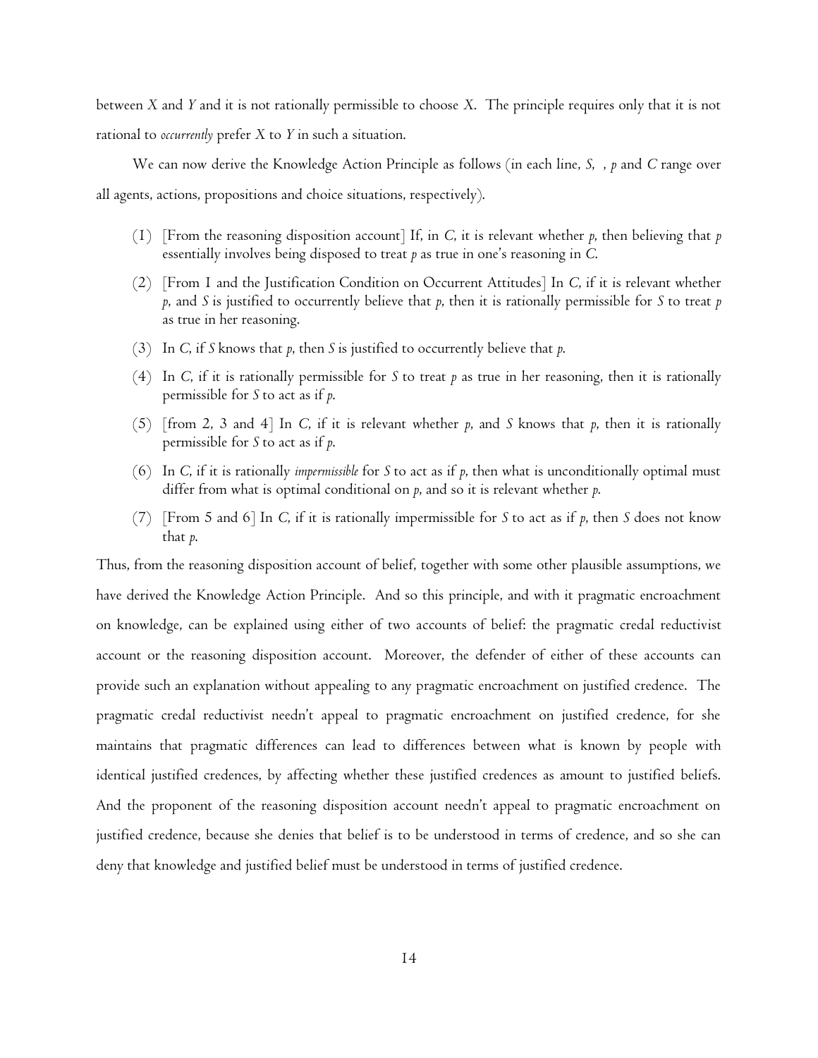between *X* and *Y* and it is not rationally permissible to choose *X*. The principle requires only that it is not rational to *occurrently* prefer *X* to *Y* in such a situation.

We can now derive the Knowledge Action Principle as follows (in each line, *S*, , *p* and *C* range over all agents, actions, propositions and choice situations, respectively).

(1) [From the reasoning disposition account] If, in *C*, it is relevant whether *p*, then believing that *p* essentially involves being disposed to treat *p* as true in one's reasoning in *C*.

(2) [From 1 and the Justification Condition on Occurrent Attitudes] In *C*, if it is relevant whether *p*, and *S* is justified to occurrently believe that *p*, then it is rationally permissible for *S* to treat *p* as true in her reasoning.

(3) In *C*, if *S* knows that *p*, then *S* is justified to occurrently believe that *p*.

(4) In *C*, if it is rationally permissible for *S* to treat *p* as true in her reasoning, then it is rationally permissible for *S* to act as if *p*.

(5) [from 2, 3 and 4] In *C*, if it is relevant whether *p*, and *S* knows that *p*, then it is rationally permissible for *S* to act as if *p*.

(6) In *C*, if it is rationally *impermissible* for *S* to act as if *p*, then what is unconditionally optimal must differ from what is optimal conditional on *p*, and so it is relevant whether *p*.

(7) [From 5 and 6] In *C*, if it is rationally impermissible for *S* to act as if *p*, then *S* does not know that *p*.

Thus, from the reasoning disposition account of belief, together with some other plausible assumptions, we have derived the Knowledge Action Principle. And so this principle, and with it pragmatic encroachment on knowledge, can be explained using either of two accounts of belief: the pragmatic credal reductivist account or the reasoning disposition account. Moreover, the defender of either of these accounts can provide such an explanation without appealing to any pragmatic encroachment on justified credence. The pragmatic credal reductivist needn't appeal to pragmatic encroachment on justified credence, for she maintains that pragmatic differences can lead to differences between what is known by people with identical justified credences, by affecting whether these justified credences as amount to justified beliefs. And the proponent of the reasoning disposition account needn't appeal to pragmatic encroachment on justified credence, because she denies that belief is to be understood in terms of credence, and so she can deny that knowledge and justified belief must be understood in terms of justified credence.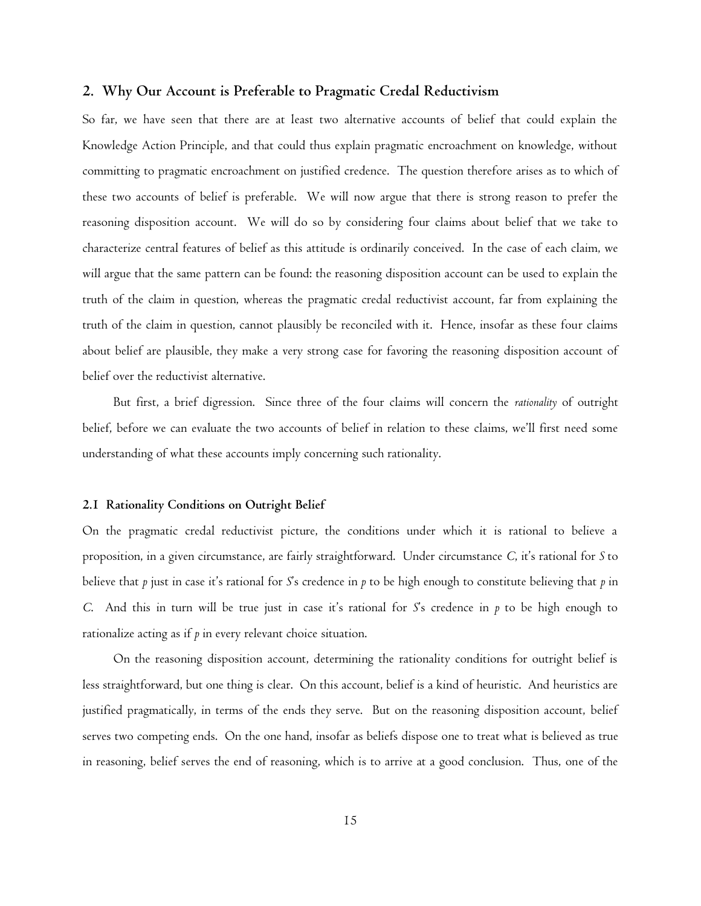## 2. Why Our Account is Preferable to Pragmatic Credal Reductivism

So far, we have seen that there are at least two alternative accounts of belief that could explain the Knowledge Action Principle, and that could thus explain pragmatic encroachment on knowledge, without committing to pragmatic encroachment on justified credence. The question therefore arises as to which of these two accounts of belief is preferable. We will now argue that there is strong reason to prefer the reasoning disposition account. We will do so by considering four claims about belief that we take to characterize central features of belief as this attitude is ordinarily conceived. In the case of each claim, we will argue that the same pattern can be found: the reasoning disposition account can be used to explain the truth of the claim in question, whereas the pragmatic credal reductivist account, far from explaining the truth of the claim in question, cannot plausibly be reconciled with it. Hence, insofar as these four claims about belief are plausible, they make a very strong case for favoring the reasoning disposition account of belief over the reductivist alternative.

But first, a brief digression. Since three of the four claims will concern the *rationality* of outright belief, before we can evaluate the two accounts of belief in relation to these claims, we'll first need some understanding of what these accounts imply concerning such rationality.

### 2.1 Rationality Conditions on Outright Belief

On the pragmatic credal reductivist picture, the conditions under which it is rational to believe a proposition, in a given circumstance, are fairly straightforward. Under circumstance *C*, it's rational for *S* to believe that *p* just in case it's rational for *S*'s credence in *p* to be high enough to constitute believing that *p* in *C*. And this in turn will be true just in case it's rational for *S*'s credence in *p* to be high enough to rationalize acting as if *p* in every relevant choice situation.

On the reasoning disposition account, determining the rationality conditions for outright belief is less straightforward, but one thing is clear. On this account, belief is a kind of heuristic. And heuristics are justified pragmatically, in terms of the ends they serve. But on the reasoning disposition account, belief serves two competing ends. On the one hand, insofar as beliefs dispose one to treat what is believed as true in reasoning, belief serves the end of reasoning, which is to arrive at a good conclusion. Thus, one of the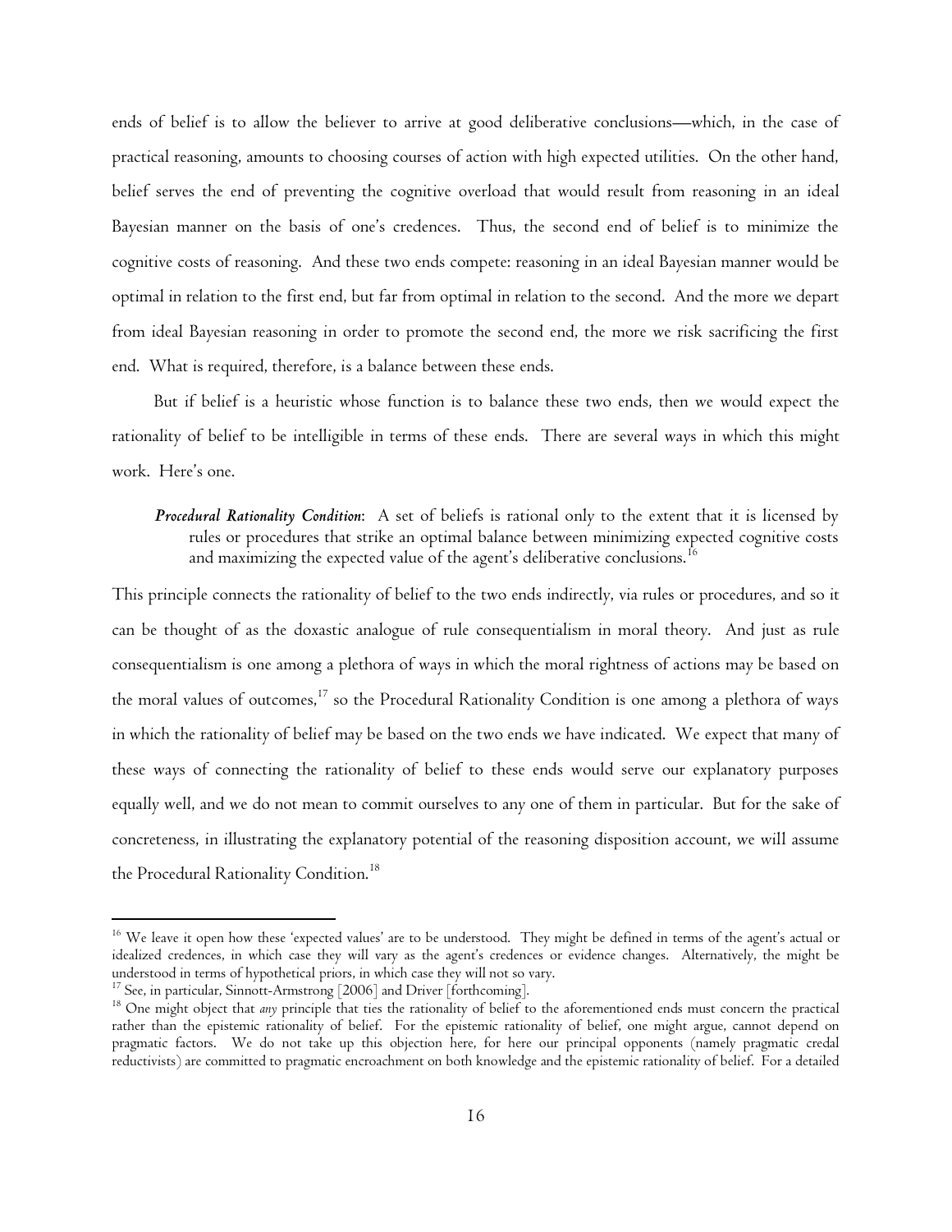ends of belief is to allow the believer to arrive at good deliberative conclusions—which, in the case of practical reasoning, amounts to choosing courses of action with high expected utilities. On the other hand, belief serves the end of preventing the cognitive overload that would result from reasoning in an ideal Bayesian manner on the basis of one's credences. Thus, the second end of belief is to minimize the cognitive costs of reasoning. And these two ends compete: reasoning in an ideal Bayesian manner would be optimal in relation to the first end, but far from optimal in relation to the second. And the more we depart from ideal Bayesian reasoning in order to promote the second end, the more we risk sacrificing the first end. What is required, therefore, is a balance between these ends.

But if belief is a heuristic whose function is to balance these two ends, then we would expect the rationality of belief to be intelligible in terms of these ends. There are several ways in which this might work. Here's one.

> ***Procedural Rationality Condition***: A set of beliefs is rational only to the extent that it is licensed by rules or procedures that strike an optimal balance between minimizing expected cognitive costs and maximizing the expected value of the agent's deliberative conclusions.[16]

This principle connects the rationality of belief to the two ends indirectly, via rules or procedures, and so it can be thought of as the doxastic analogue of rule consequentialism in moral theory. And just as rule consequentialism is one among a plethora of ways in which the moral rightness of actions may be based on the moral values of outcomes,[17] so the Procedural Rationality Condition is one among a plethora of ways in which the rationality of belief may be based on the two ends we have indicated. We expect that many of these ways of connecting the rationality of belief to these ends would serve our explanatory purposes equally well, and we do not mean to commit ourselves to any one of them in particular. But for the sake of concreteness, in illustrating the explanatory potential of the reasoning disposition account, we will assume the Procedural Rationality Condition.[18]

---

[16] We leave it open how these 'expected values' are to be understood. They might be defined in terms of the agent's actual or idealized credences, in which case they will vary as the agent's credences or evidence changes. Alternatively, the might be understood in terms of hypothetical priors, in which case they will not so vary.

[17] See, in particular, Sinnott-Armstrong [2006] and Driver [forthcoming].

[18] One might object that *any* principle that ties the rationality of belief to the aforementioned ends must concern the practical rather than the epistemic rationality of belief. For the epistemic rationality of belief, one might argue, cannot depend on pragmatic factors. We do not take up this objection here, for here our principal opponents (namely pragmatic credal reductivists) are committed to pragmatic encroachment on both knowledge and the epistemic rationality of belief. For a detailed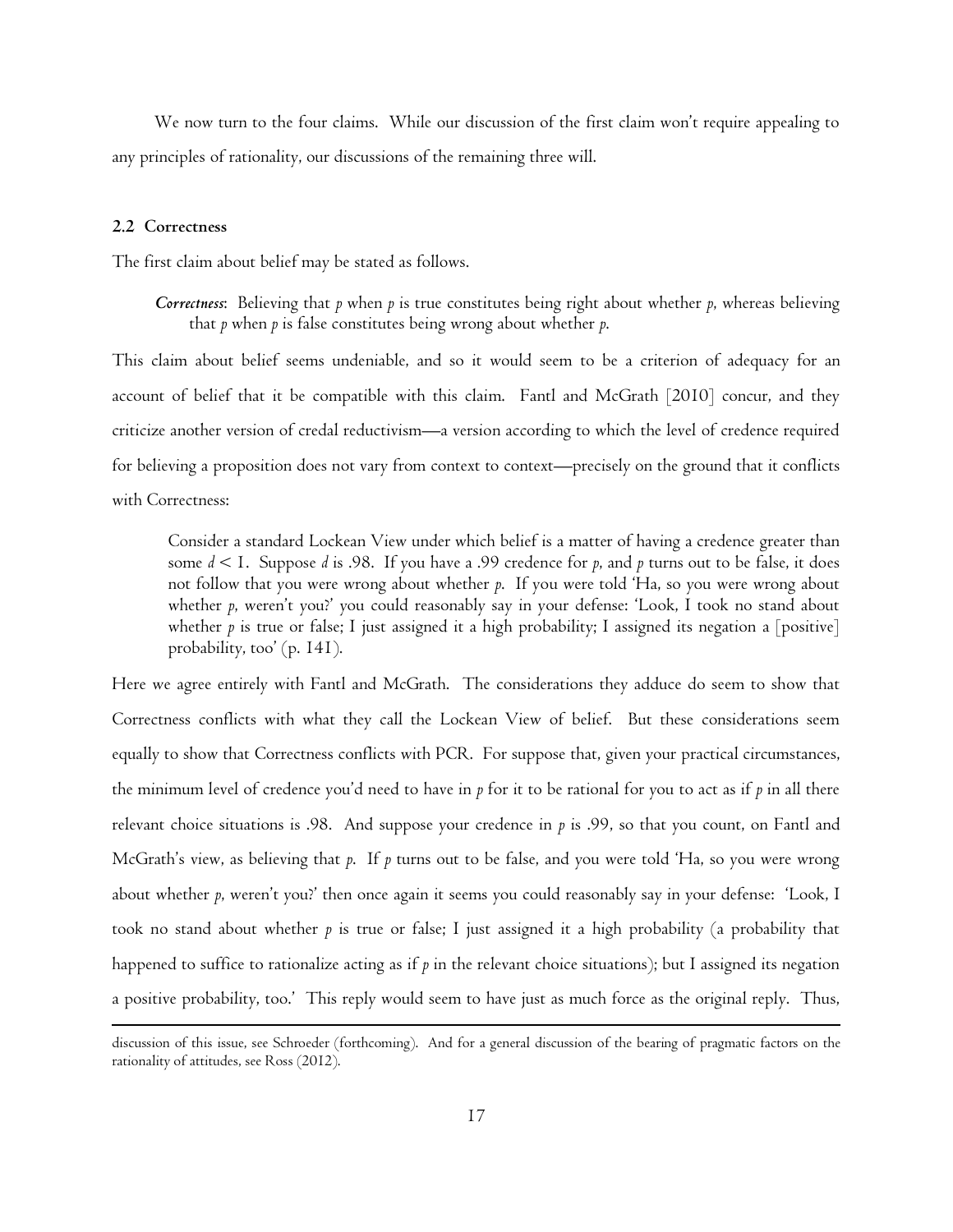We now turn to the four claims. While our discussion of the first claim won't require appealing to any principles of rationality, our discussions of the remaining three will.

### 2.2 Correctness

The first claim about belief may be stated as follows.

> ***Correctness***: Believing that *p* when *p* is true constitutes being right about whether *p*, whereas believing that *p* when *p* is false constitutes being wrong about whether *p*.

This claim about belief seems undeniable, and so it would seem to be a criterion of adequacy for an account of belief that it be compatible with this claim. Fantl and McGrath [2010] concur, and they criticize another version of credal reductivism—a version according to which the level of credence required for believing a proposition does not vary from context to context—precisely on the ground that it conflicts with Correctness:

> Consider a standard Lockean View under which belief is a matter of having a credence greater than some $d < 1$. Suppose *d* is .98. If you have a .99 credence for *p*, and *p* turns out to be false, it does not follow that you were wrong about whether *p*. If you were told 'Ha, so you were wrong about whether *p*, weren't you?' you could reasonably say in your defense: 'Look, I took no stand about whether *p* is true or false; I just assigned it a high probability; I assigned its negation a [positive] probability, too' (p. 141).

Here we agree entirely with Fantl and McGrath. The considerations they adduce do seem to show that Correctness conflicts with what they call the Lockean View of belief. But these considerations seem equally to show that Correctness conflicts with PCR. For suppose that, given your practical circumstances, the minimum level of credence you'd need to have in *p* for it to be rational for you to act as if *p* in all there relevant choice situations is .98. And suppose your credence in *p* is .99, so that you count, on Fantl and McGrath's view, as believing that *p*. If *p* turns out to be false, and you were told 'Ha, so you were wrong about whether *p*, weren't you?' then once again it seems you could reasonably say in your defense: 'Look, I took no stand about whether *p* is true or false; I just assigned it a high probability (a probability that happened to suffice to rationalize acting as if *p* in the relevant choice situations); but I assigned its negation a positive probability, too.' This reply would seem to have just as much force as the original reply. Thus,

---

discussion of this issue, see Schroeder (forthcoming). And for a general discussion of the bearing of pragmatic factors on the rationality of attitudes, see Ross (2012).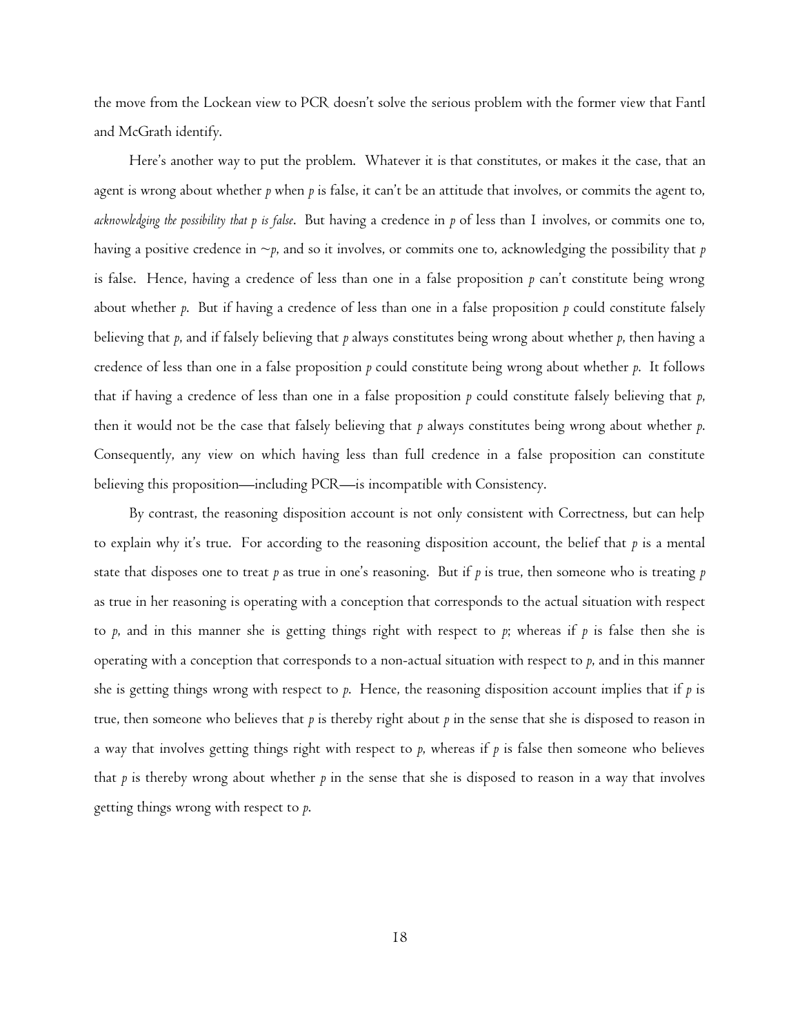the move from the Lockean view to PCR doesn't solve the serious problem with the former view that Fantl and McGrath identify.

Here's another way to put the problem. Whatever it is that constitutes, or makes it the case, that an agent is wrong about whether *p* when *p* is false, it can't be an attitude that involves, or commits the agent to, *acknowledging the possibility that p is false*. But having a credence in *p* of less than 1 involves, or commits one to, having a positive credence in ~*p*, and so it involves, or commits one to, acknowledging the possibility that *p* is false. Hence, having a credence of less than one in a false proposition *p* can't constitute being wrong about whether *p*. But if having a credence of less than one in a false proposition *p* could constitute falsely believing that *p*, and if falsely believing that *p* always constitutes being wrong about whether *p*, then having a credence of less than one in a false proposition *p* could constitute being wrong about whether *p*. It follows that if having a credence of less than one in a false proposition *p* could constitute falsely believing that *p*, then it would not be the case that falsely believing that *p* always constitutes being wrong about whether *p*. Consequently, any view on which having less than full credence in a false proposition can constitute believing this proposition—including PCR—is incompatible with Consistency.

By contrast, the reasoning disposition account is not only consistent with Correctness, but can help to explain why it's true. For according to the reasoning disposition account, the belief that *p* is a mental state that disposes one to treat *p* as true in one's reasoning. But if *p* is true, then someone who is treating *p* as true in her reasoning is operating with a conception that corresponds to the actual situation with respect to *p*, and in this manner she is getting things right with respect to *p*; whereas if *p* is false then she is operating with a conception that corresponds to a non-actual situation with respect to *p*, and in this manner she is getting things wrong with respect to *p*. Hence, the reasoning disposition account implies that if *p* is true, then someone who believes that *p* is thereby right about *p* in the sense that she is disposed to reason in a way that involves getting things right with respect to *p*, whereas if *p* is false then someone who believes that *p* is thereby wrong about whether *p* in the sense that she is disposed to reason in a way that involves getting things wrong with respect to *p*.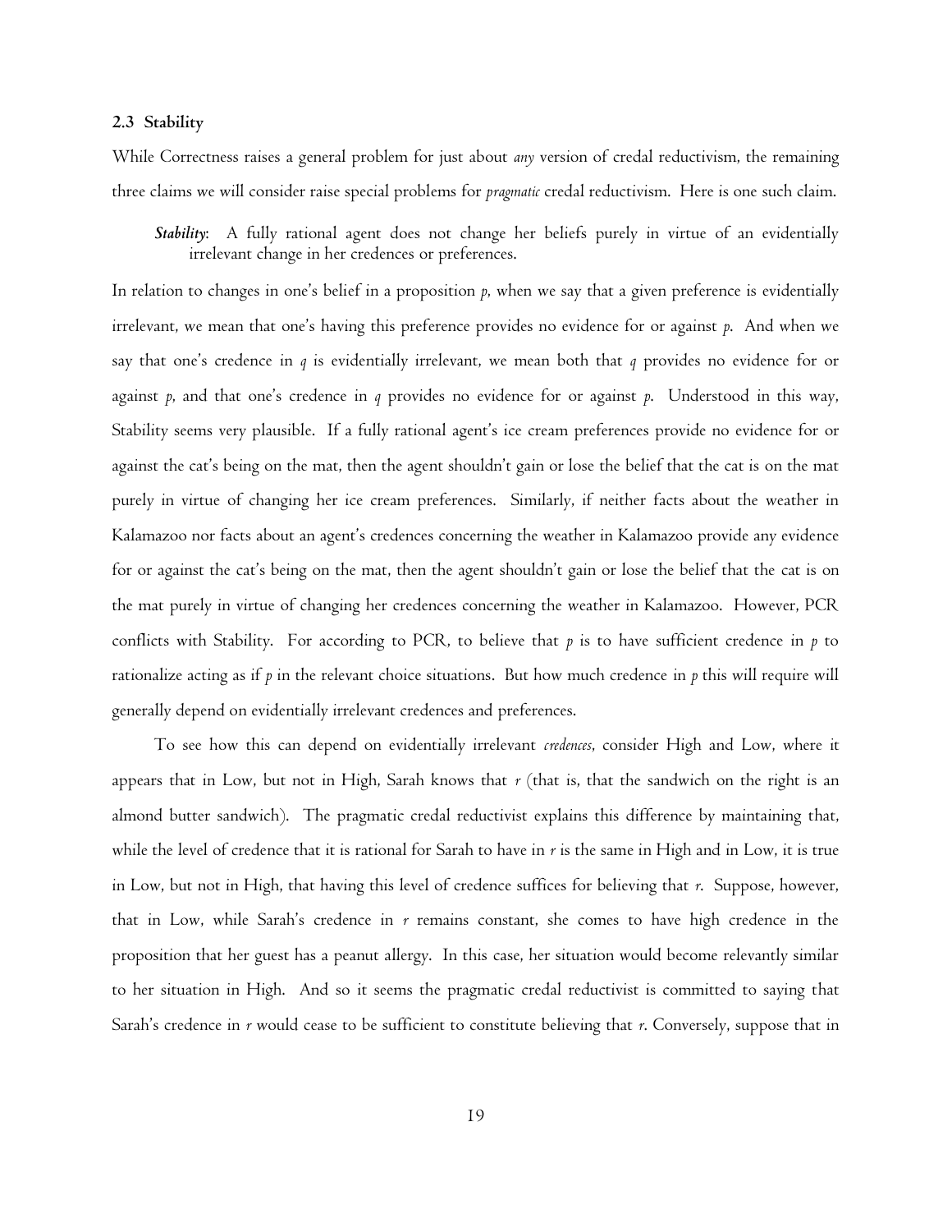### 2.3 Stability

While Correctness raises a general problem for just about *any* version of credal reductivism, the remaining three claims we will consider raise special problems for *pragmatic* credal reductivism. Here is one such claim.

> ***Stability***: A fully rational agent does not change her beliefs purely in virtue of an evidentially irrelevant change in her credences or preferences.

In relation to changes in one's belief in a proposition *p*, when we say that a given preference is evidentially irrelevant, we mean that one's having this preference provides no evidence for or against *p*. And when we say that one's credence in *q* is evidentially irrelevant, we mean both that *q* provides no evidence for or against *p*, and that one's credence in *q* provides no evidence for or against *p*. Understood in this way, Stability seems very plausible. If a fully rational agent's ice cream preferences provide no evidence for or against the cat's being on the mat, then the agent shouldn't gain or lose the belief that the cat is on the mat purely in virtue of changing her ice cream preferences. Similarly, if neither facts about the weather in Kalamazoo nor facts about an agent's credences concerning the weather in Kalamazoo provide any evidence for or against the cat's being on the mat, then the agent shouldn't gain or lose the belief that the cat is on the mat purely in virtue of changing her credences concerning the weather in Kalamazoo. However, PCR conflicts with Stability. For according to PCR, to believe that *p* is to have sufficient credence in *p* to rationalize acting as if *p* in the relevant choice situations. But how much credence in *p* this will require will generally depend on evidentially irrelevant credences and preferences.

To see how this can depend on evidentially irrelevant *credences*, consider High and Low, where it appears that in Low, but not in High, Sarah knows that *r* (that is, that the sandwich on the right is an almond butter sandwich). The pragmatic credal reductivist explains this difference by maintaining that, while the level of credence that it is rational for Sarah to have in *r* is the same in High and in Low, it is true in Low, but not in High, that having this level of credence suffices for believing that *r*. Suppose, however, that in Low, while Sarah's credence in *r* remains constant, she comes to have high credence in the proposition that her guest has a peanut allergy. In this case, her situation would become relevantly similar to her situation in High. And so it seems the pragmatic credal reductivist is committed to saying that Sarah's credence in *r* would cease to be sufficient to constitute believing that *r*. Conversely, suppose that in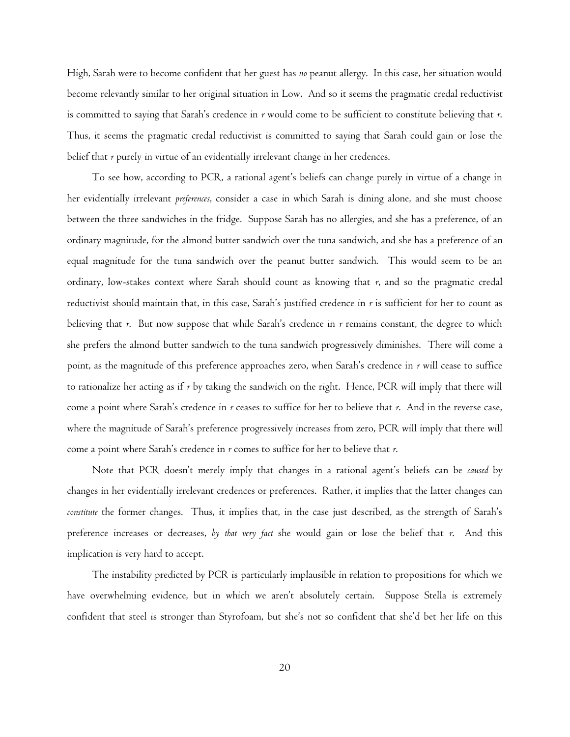High, Sarah were to become confident that her guest has *no* peanut allergy. In this case, her situation would become relevantly similar to her original situation in Low. And so it seems the pragmatic credal reductivist is committed to saying that Sarah's credence in *r* would come to be sufficient to constitute believing that *r*. Thus, it seems the pragmatic credal reductivist is committed to saying that Sarah could gain or lose the belief that *r* purely in virtue of an evidentially irrelevant change in her credences.

To see how, according to PCR, a rational agent's beliefs can change purely in virtue of a change in her evidentially irrelevant *preferences*, consider a case in which Sarah is dining alone, and she must choose between the three sandwiches in the fridge. Suppose Sarah has no allergies, and she has a preference, of an ordinary magnitude, for the almond butter sandwich over the tuna sandwich, and she has a preference of an equal magnitude for the tuna sandwich over the peanut butter sandwich. This would seem to be an ordinary, low-stakes context where Sarah should count as knowing that *r*, and so the pragmatic credal reductivist should maintain that, in this case, Sarah's justified credence in *r* is sufficient for her to count as believing that *r*. But now suppose that while Sarah's credence in *r* remains constant, the degree to which she prefers the almond butter sandwich to the tuna sandwich progressively diminishes. There will come a point, as the magnitude of this preference approaches zero, when Sarah's credence in *r* will cease to suffice to rationalize her acting as if *r* by taking the sandwich on the right. Hence, PCR will imply that there will come a point where Sarah's credence in *r* ceases to suffice for her to believe that *r*. And in the reverse case, where the magnitude of Sarah's preference progressively increases from zero, PCR will imply that there will come a point where Sarah's credence in *r* comes to suffice for her to believe that *r*.

Note that PCR doesn't merely imply that changes in a rational agent's beliefs can be *caused* by changes in her evidentially irrelevant credences or preferences. Rather, it implies that the latter changes can *constitute* the former changes. Thus, it implies that, in the case just described, as the strength of Sarah's preference increases or decreases, *by that very fact* she would gain or lose the belief that *r*. And this implication is very hard to accept.

The instability predicted by PCR is particularly implausible in relation to propositions for which we have overwhelming evidence, but in which we aren't absolutely certain. Suppose Stella is extremely confident that steel is stronger than Styrofoam, but she's not so confident that she'd bet her life on this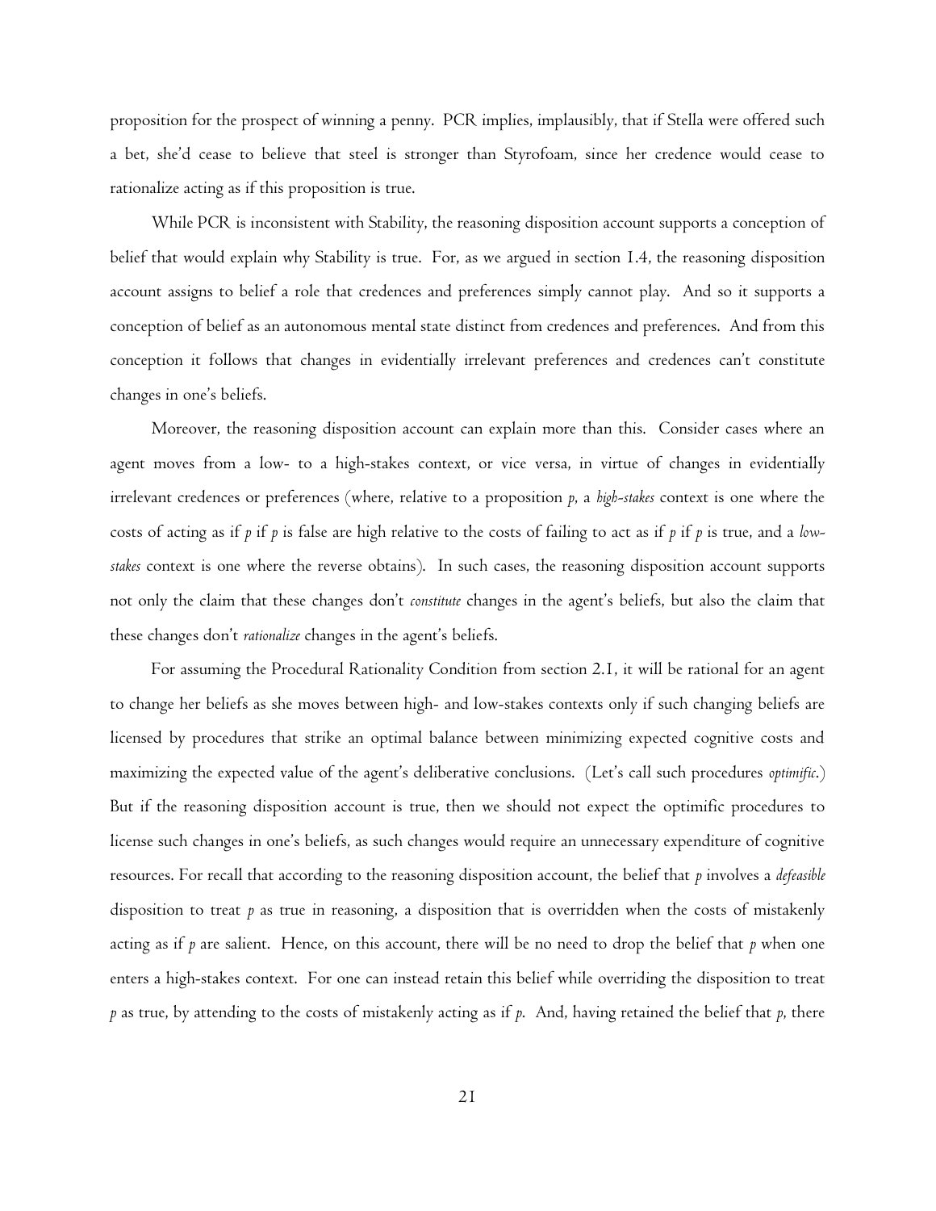proposition for the prospect of winning a penny. PCR implies, implausibly, that if Stella were offered such a bet, she'd cease to believe that steel is stronger than Styrofoam, since her credence would cease to rationalize acting as if this proposition is true.

While PCR is inconsistent with Stability, the reasoning disposition account supports a conception of belief that would explain why Stability is true. For, as we argued in section 1.4, the reasoning disposition account assigns to belief a role that credences and preferences simply cannot play. And so it supports a conception of belief as an autonomous mental state distinct from credences and preferences. And from this conception it follows that changes in evidentially irrelevant preferences and credences can't constitute changes in one's beliefs.

Moreover, the reasoning disposition account can explain more than this. Consider cases where an agent moves from a low- to a high-stakes context, or vice versa, in virtue of changes in evidentially irrelevant credences or preferences (where, relative to a proposition *p*, a *high-stakes* context is one where the costs of acting as if *p* if *p* is false are high relative to the costs of failing to act as if *p* if *p* is true, and a *low-stakes* context is one where the reverse obtains). In such cases, the reasoning disposition account supports not only the claim that these changes don't *constitute* changes in the agent's beliefs, but also the claim that these changes don't *rationalize* changes in the agent's beliefs.

For assuming the Procedural Rationality Condition from section 2.1, it will be rational for an agent to change her beliefs as she moves between high- and low-stakes contexts only if such changing beliefs are licensed by procedures that strike an optimal balance between minimizing expected cognitive costs and maximizing the expected value of the agent's deliberative conclusions. (Let's call such procedures *optimific*.) But if the reasoning disposition account is true, then we should not expect the optimific procedures to license such changes in one's beliefs, as such changes would require an unnecessary expenditure of cognitive resources. For recall that according to the reasoning disposition account, the belief that *p* involves a *defeasible* disposition to treat *p* as true in reasoning, a disposition that is overridden when the costs of mistakenly acting as if *p* are salient. Hence, on this account, there will be no need to drop the belief that *p* when one enters a high-stakes context. For one can instead retain this belief while overriding the disposition to treat *p* as true, by attending to the costs of mistakenly acting as if *p*. And, having retained the belief that *p*, there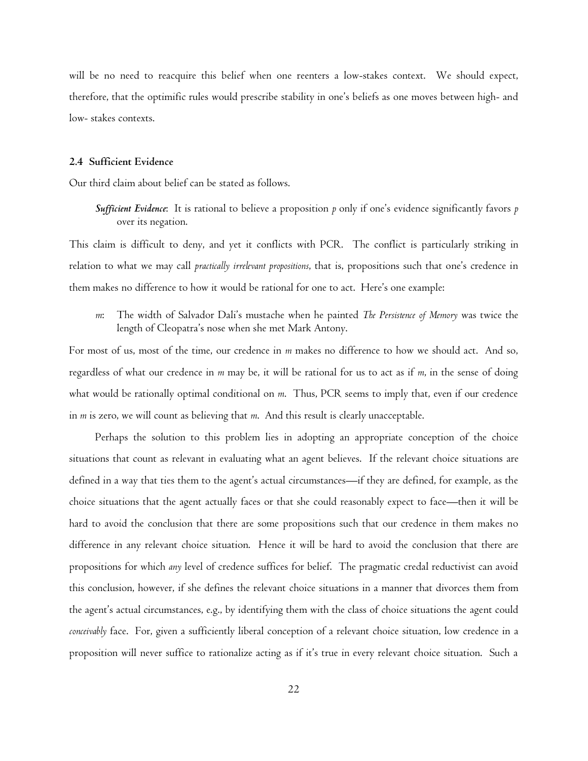will be no need to reacquire this belief when one reenters a low-stakes context. We should expect, therefore, that the optimific rules would prescribe stability in one's beliefs as one moves between high- and low- stakes contexts.

### 2.4 Sufficient Evidence

Our third claim about belief can be stated as follows.

> ***Sufficient Evidence***: It is rational to believe a proposition *p* only if one's evidence significantly favors *p* over its negation.

This claim is difficult to deny, and yet it conflicts with PCR. The conflict is particularly striking in relation to what we may call *practically irrelevant propositions*, that is, propositions such that one's credence in them makes no difference to how it would be rational for one to act. Here's one example:

> *m*: The width of Salvador Dali's mustache when he painted *The Persistence of Memory* was twice the length of Cleopatra's nose when she met Mark Antony.

For most of us, most of the time, our credence in *m* makes no difference to how we should act. And so, regardless of what our credence in *m* may be, it will be rational for us to act as if *m*, in the sense of doing what would be rationally optimal conditional on *m*. Thus, PCR seems to imply that, even if our credence in *m* is zero, we will count as believing that *m*. And this result is clearly unacceptable.

Perhaps the solution to this problem lies in adopting an appropriate conception of the choice situations that count as relevant in evaluating what an agent believes. If the relevant choice situations are defined in a way that ties them to the agent's actual circumstances—if they are defined, for example, as the choice situations that the agent actually faces or that she could reasonably expect to face—then it will be hard to avoid the conclusion that there are some propositions such that our credence in them makes no difference in any relevant choice situation. Hence it will be hard to avoid the conclusion that there are propositions for which *any* level of credence suffices for belief. The pragmatic credal reductivist can avoid this conclusion, however, if she defines the relevant choice situations in a manner that divorces them from the agent's actual circumstances, e.g., by identifying them with the class of choice situations the agent could *conceivably* face. For, given a sufficiently liberal conception of a relevant choice situation, low credence in a proposition will never suffice to rationalize acting as if it's true in every relevant choice situation. Such a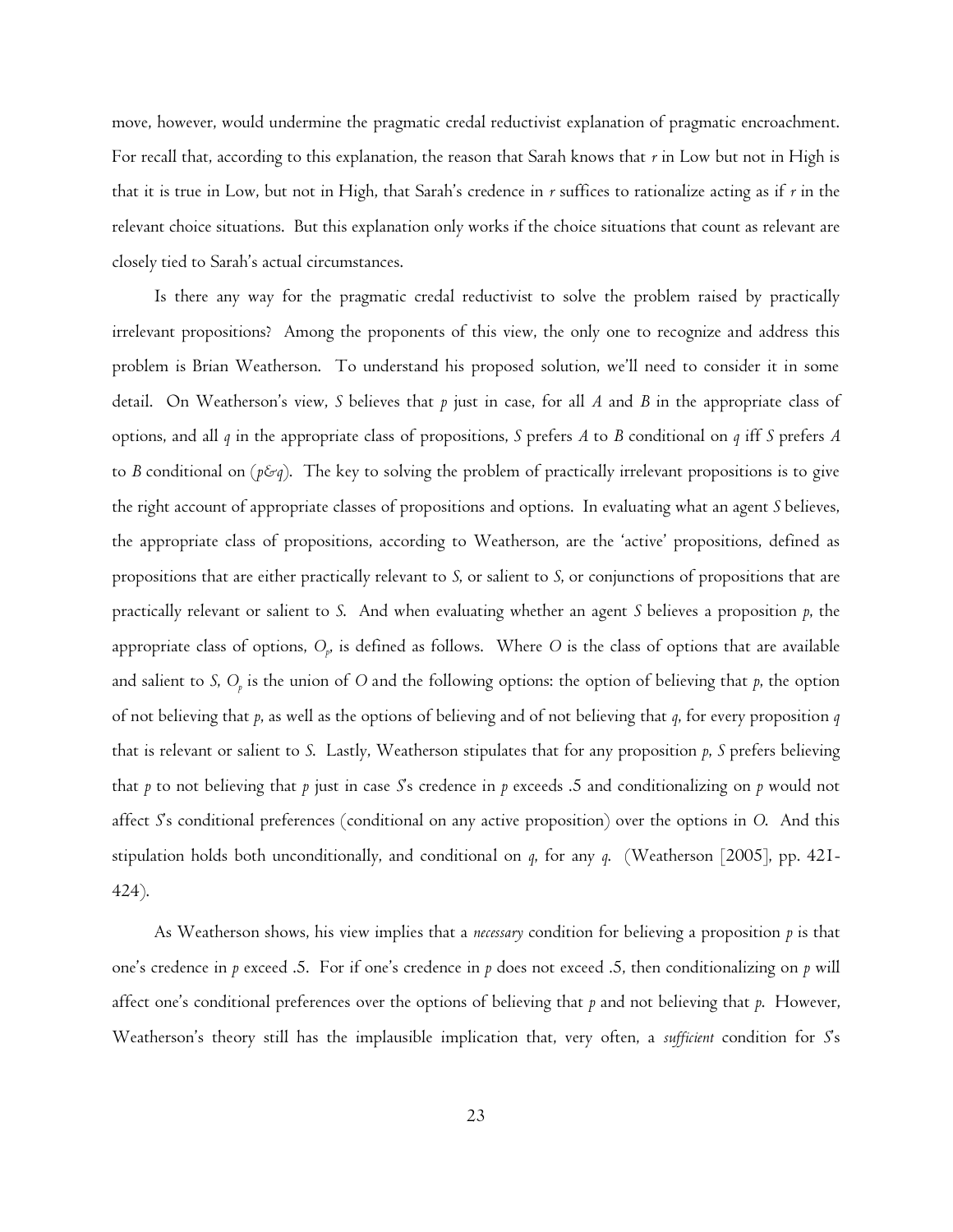move, however, would undermine the pragmatic credal reductivist explanation of pragmatic encroachment. For recall that, according to this explanation, the reason that Sarah knows that *r* in Low but not in High is that it is true in Low, but not in High, that Sarah's credence in *r* suffices to rationalize acting as if *r* in the relevant choice situations. But this explanation only works if the choice situations that count as relevant are closely tied to Sarah's actual circumstances.

Is there any way for the pragmatic credal reductivist to solve the problem raised by practically irrelevant propositions? Among the proponents of this view, the only one to recognize and address this problem is Brian Weatherson. To understand his proposed solution, we'll need to consider it in some detail. On Weatherson's view, *S* believes that *p* just in case, for all *A* and *B* in the appropriate class of options, and all *q* in the appropriate class of propositions, *S* prefers *A* to *B* conditional on *q* iff *S* prefers *A* to *B* conditional on (*p&q*). The key to solving the problem of practically irrelevant propositions is to give the right account of appropriate classes of propositions and options. In evaluating what an agent *S* believes, the appropriate class of propositions, according to Weatherson, are the 'active' propositions, defined as propositions that are either practically relevant to *S*, or salient to *S*, or conjunctions of propositions that are practically relevant or salient to *S*. And when evaluating whether an agent *S* believes a proposition *p*, the appropriate class of options, $O_p$, is defined as follows. Where *O* is the class of options that are available and salient to *S*, $O_p$ is the union of *O* and the following options: the option of believing that *p*, the option of not believing that *p*, as well as the options of believing and of not believing that *q*, for every proposition *q* that is relevant or salient to *S*. Lastly, Weatherson stipulates that for any proposition *p*, *S* prefers believing that *p* to not believing that *p* just in case *S*'s credence in *p* exceeds .5 and conditionalizing on *p* would not affect *S*'s conditional preferences (conditional on any active proposition) over the options in *O*. And this stipulation holds both unconditionally, and conditional on *q*, for any *q*. (Weatherson [2005], pp. 421-424).

As Weatherson shows, his view implies that a *necessary* condition for believing a proposition *p* is that one's credence in *p* exceed .5. For if one's credence in *p* does not exceed .5, then conditionalizing on *p* will affect one's conditional preferences over the options of believing that *p* and not believing that *p*. However, Weatherson's theory still has the implausible implication that, very often, a *sufficient* condition for *S*'s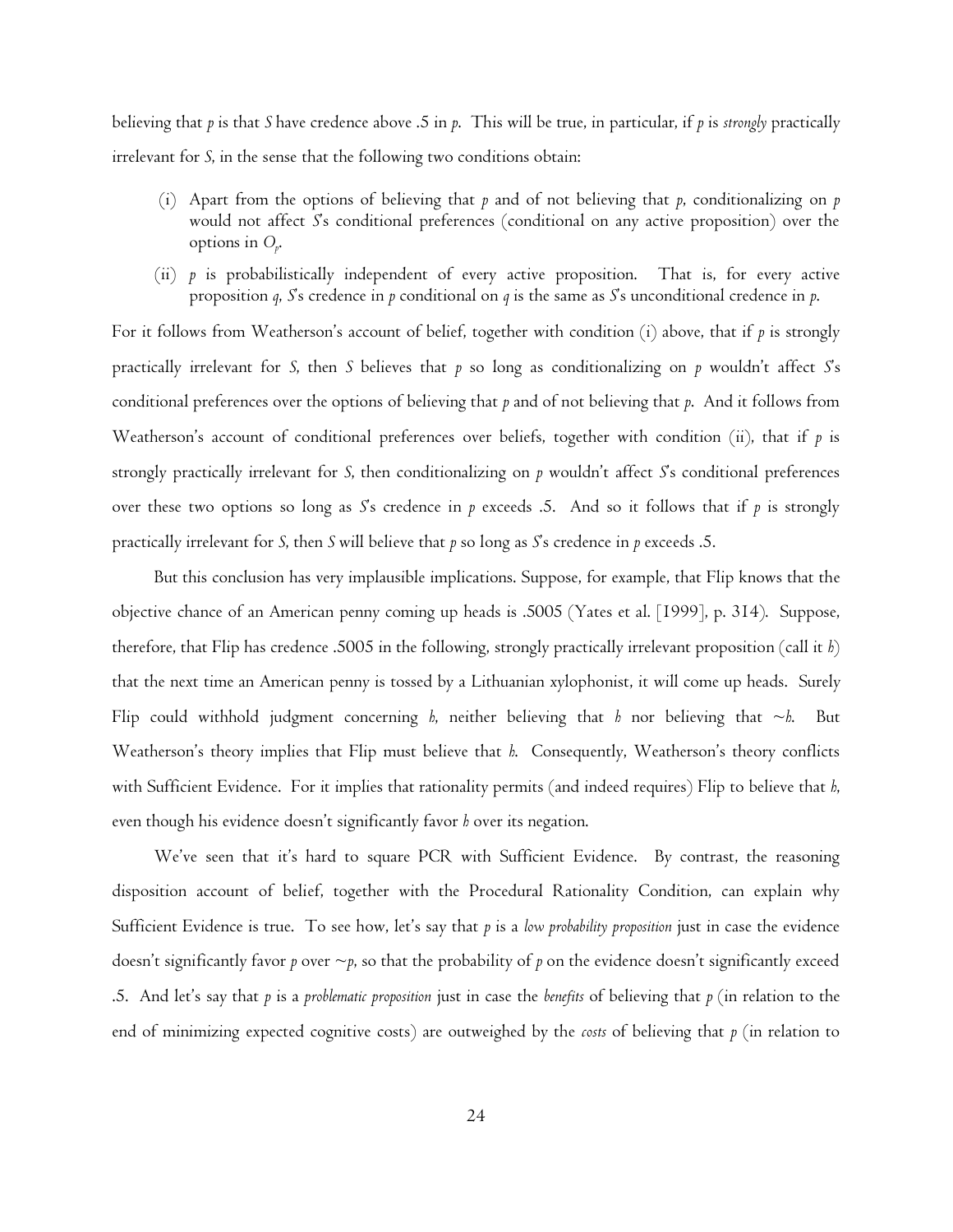believing that *p* is that *S* have credence above .5 in *p*. This will be true, in particular, if *p* is *strongly* practically irrelevant for *S*, in the sense that the following two conditions obtain:

(i) Apart from the options of believing that *p* and of not believing that *p*, conditionalizing on *p* would not affect *S*'s conditional preferences (conditional on any active proposition) over the options in $O_p$.

(ii) *p* is probabilistically independent of every active proposition. That is, for every active proposition *q*, *S*'s credence in *p* conditional on *q* is the same as *S*'s unconditional credence in *p*.

For it follows from Weatherson's account of belief, together with condition (i) above, that if *p* is strongly practically irrelevant for *S*, then *S* believes that *p* so long as conditionalizing on *p* wouldn't affect *S*'s conditional preferences over the options of believing that *p* and of not believing that *p*. And it follows from Weatherson's account of conditional preferences over beliefs, together with condition (ii), that if *p* is strongly practically irrelevant for *S*, then conditionalizing on *p* wouldn't affect *S*'s conditional preferences over these two options so long as *S*'s credence in *p* exceeds .5. And so it follows that if *p* is strongly practically irrelevant for *S*, then *S* will believe that *p* so long as *S*'s credence in *p* exceeds .5.

But this conclusion has very implausible implications. Suppose, for example, that Flip knows that the objective chance of an American penny coming up heads is .5005 (Yates et al. [1999], p. 314). Suppose, therefore, that Flip has credence .5005 in the following, strongly practically irrelevant proposition (call it *h*) that the next time an American penny is tossed by a Lithuanian xylophonist, it will come up heads. Surely Flip could withhold judgment concerning *h*, neither believing that *h* nor believing that ~*h*. But Weatherson's theory implies that Flip must believe that *h*. Consequently, Weatherson's theory conflicts with Sufficient Evidence. For it implies that rationality permits (and indeed requires) Flip to believe that *h*, even though his evidence doesn't significantly favor *h* over its negation.

We've seen that it's hard to square PCR with Sufficient Evidence. By contrast, the reasoning disposition account of belief, together with the Procedural Rationality Condition, can explain why Sufficient Evidence is true. To see how, let's say that *p* is a *low probability proposition* just in case the evidence doesn't significantly favor *p* over ~*p*, so that the probability of *p* on the evidence doesn't significantly exceed .5. And let's say that *p* is a *problematic proposition* just in case the *benefits* of believing that *p* (in relation to the end of minimizing expected cognitive costs) are outweighed by the *costs* of believing that *p* (in relation to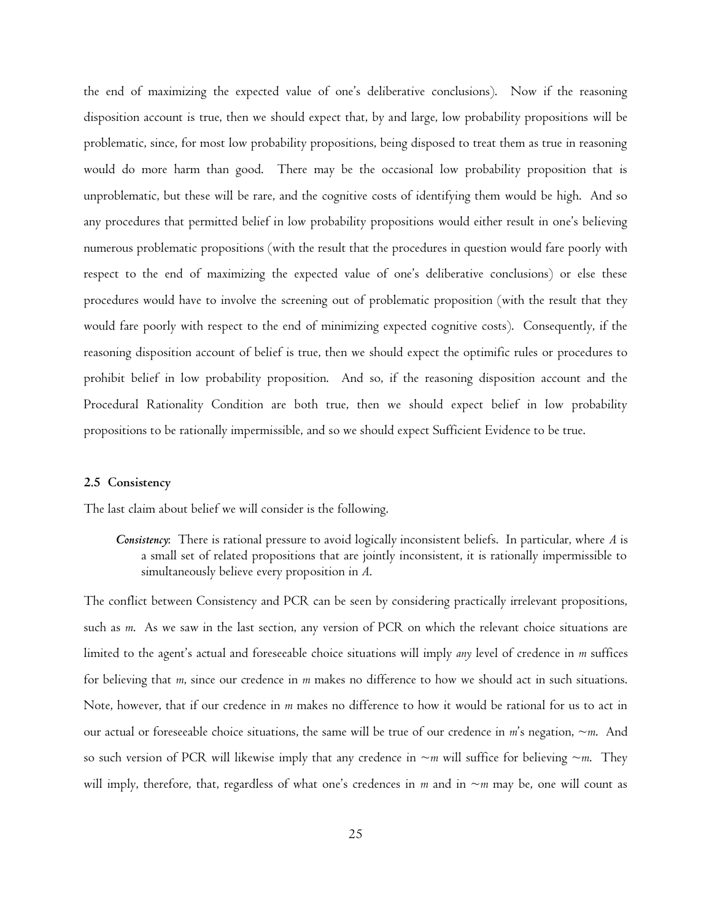the end of maximizing the expected value of one's deliberative conclusions). Now if the reasoning disposition account is true, then we should expect that, by and large, low probability propositions will be problematic, since, for most low probability propositions, being disposed to treat them as true in reasoning would do more harm than good. There may be the occasional low probability proposition that is unproblematic, but these will be rare, and the cognitive costs of identifying them would be high. And so any procedures that permitted belief in low probability propositions would either result in one's believing numerous problematic propositions (with the result that the procedures in question would fare poorly with respect to the end of maximizing the expected value of one's deliberative conclusions) or else these procedures would have to involve the screening out of problematic proposition (with the result that they would fare poorly with respect to the end of minimizing expected cognitive costs). Consequently, if the reasoning disposition account of belief is true, then we should expect the optimific rules or procedures to prohibit belief in low probability proposition. And so, if the reasoning disposition account and the Procedural Rationality Condition are both true, then we should expect belief in low probability propositions to be rationally impermissible, and so we should expect Sufficient Evidence to be true.

### 2.5 Consistency

The last claim about belief we will consider is the following.

> ***Consistency***: There is rational pressure to avoid logically inconsistent beliefs. In particular, where *A* is a small set of related propositions that are jointly inconsistent, it is rationally impermissible to simultaneously believe every proposition in *A*.

The conflict between Consistency and PCR can be seen by considering practically irrelevant propositions, such as *m*. As we saw in the last section, any version of PCR on which the relevant choice situations are limited to the agent's actual and foreseeable choice situations will imply *any* level of credence in *m* suffices for believing that *m*, since our credence in *m* makes no difference to how we should act in such situations. Note, however, that if our credence in *m* makes no difference to how it would be rational for us to act in our actual or foreseeable choice situations, the same will be true of our credence in *m*'s negation, ~*m*. And so such version of PCR will likewise imply that any credence in ~*m* will suffice for believing ~*m*. They will imply, therefore, that, regardless of what one's credences in *m* and in ~*m* may be, one will count as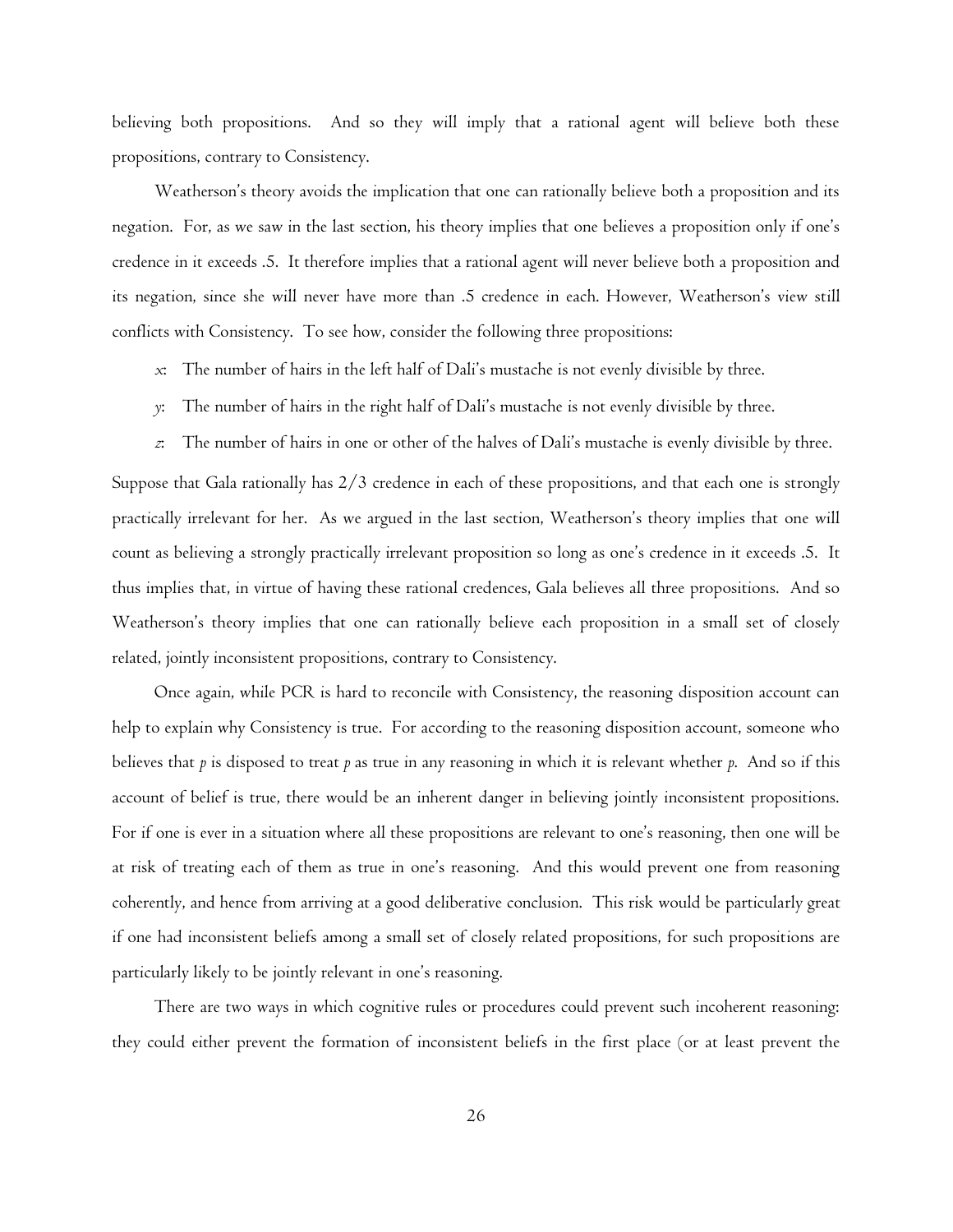believing both propositions. And so they will imply that a rational agent will believe both these propositions, contrary to Consistency.

Weatherson's theory avoids the implication that one can rationally believe both a proposition and its negation. For, as we saw in the last section, his theory implies that one believes a proposition only if one's credence in it exceeds .5. It therefore implies that a rational agent will never believe both a proposition and its negation, since she will never have more than .5 credence in each. However, Weatherson's view still conflicts with Consistency. To see how, consider the following three propositions:

*x*: The number of hairs in the left half of Dali's mustache is not evenly divisible by three.

*y*: The number of hairs in the right half of Dali's mustache is not evenly divisible by three.

*z*: The number of hairs in one or other of the halves of Dali's mustache is evenly divisible by three.

Suppose that Gala rationally has 2/3 credence in each of these propositions, and that each one is strongly practically irrelevant for her. As we argued in the last section, Weatherson's theory implies that one will count as believing a strongly practically irrelevant proposition so long as one's credence in it exceeds .5. It thus implies that, in virtue of having these rational credences, Gala believes all three propositions. And so Weatherson's theory implies that one can rationally believe each proposition in a small set of closely related, jointly inconsistent propositions, contrary to Consistency.

Once again, while PCR is hard to reconcile with Consistency, the reasoning disposition account can help to explain why Consistency is true. For according to the reasoning disposition account, someone who believes that *p* is disposed to treat *p* as true in any reasoning in which it is relevant whether *p*. And so if this account of belief is true, there would be an inherent danger in believing jointly inconsistent propositions. For if one is ever in a situation where all these propositions are relevant to one's reasoning, then one will be at risk of treating each of them as true in one's reasoning. And this would prevent one from reasoning coherently, and hence from arriving at a good deliberative conclusion. This risk would be particularly great if one had inconsistent beliefs among a small set of closely related propositions, for such propositions are particularly likely to be jointly relevant in one's reasoning.

There are two ways in which cognitive rules or procedures could prevent such incoherent reasoning: they could either prevent the formation of inconsistent beliefs in the first place (or at least prevent the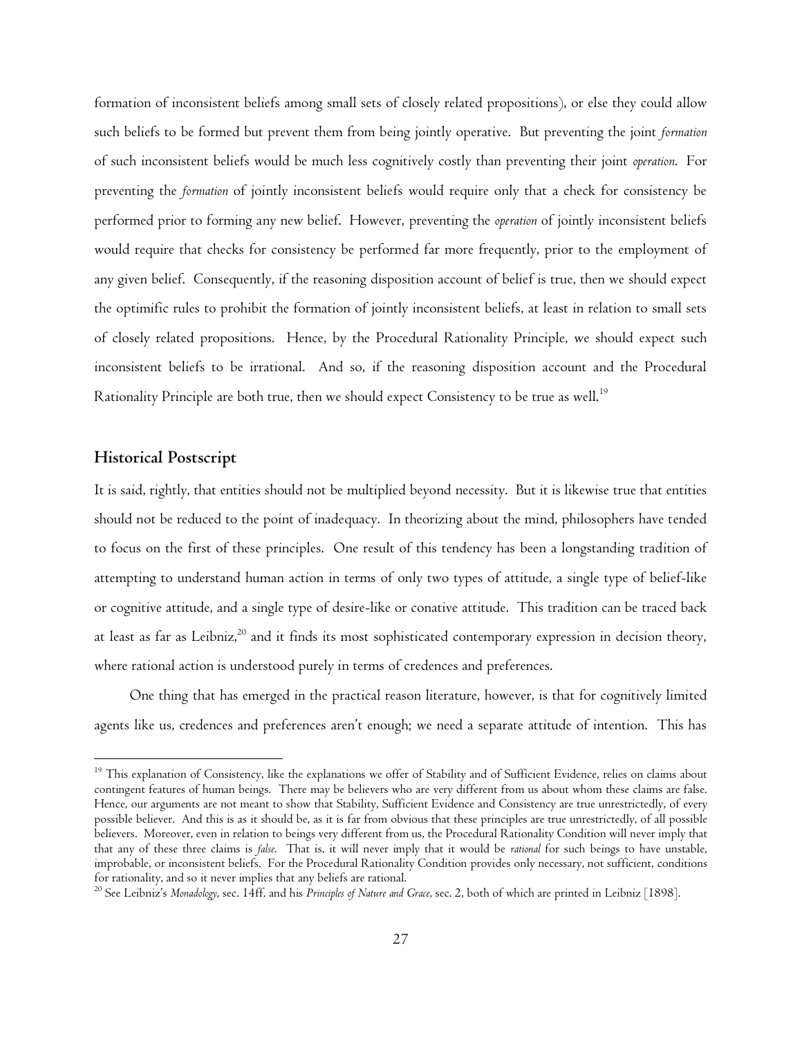formation of inconsistent beliefs among small sets of closely related propositions), or else they could allow such beliefs to be formed but prevent them from being jointly operative. But preventing the joint *formation* of such inconsistent beliefs would be much less cognitively costly than preventing their joint *operation*. For preventing the *formation* of jointly inconsistent beliefs would require only that a check for consistency be performed prior to forming any new belief. However, preventing the *operation* of jointly inconsistent beliefs would require that checks for consistency be performed far more frequently, prior to the employment of any given belief. Consequently, if the reasoning disposition account of belief is true, then we should expect the optimific rules to prohibit the formation of jointly inconsistent beliefs, at least in relation to small sets of closely related propositions. Hence, by the Procedural Rationality Principle, we should expect such inconsistent beliefs to be irrational. And so, if the reasoning disposition account and the Procedural Rationality Principle are both true, then we should expect Consistency to be true as well.[19]

## Historical Postscript

It is said, rightly, that entities should not be multiplied beyond necessity. But it is likewise true that entities should not be reduced to the point of inadequacy. In theorizing about the mind, philosophers have tended to focus on the first of these principles. One result of this tendency has been a longstanding tradition of attempting to understand human action in terms of only two types of attitude, a single type of belief-like or cognitive attitude, and a single type of desire-like or conative attitude. This tradition can be traced back at least as far as Leibniz,[20] and it finds its most sophisticated contemporary expression in decision theory, where rational action is understood purely in terms of credences and preferences.

One thing that has emerged in the practical reason literature, however, is that for cognitively limited agents like us, credences and preferences aren't enough; we need a separate attitude of intention. This has

---

[19] This explanation of Consistency, like the explanations we offer of Stability and of Sufficient Evidence, relies on claims about contingent features of human beings. There may be believers who are very different from us about whom these claims are false. Hence, our arguments are not meant to show that Stability, Sufficient Evidence and Consistency are true unrestrictedly, of every possible believer. And this is as it should be, as it is far from obvious that these principles are true unrestrictedly, of all possible believers. Moreover, even in relation to beings very different from us, the Procedural Rationality Condition will never imply that that any of these three claims is *false*. That is, it will never imply that it would be *rational* for such beings to have unstable, improbable, or inconsistent beliefs. For the Procedural Rationality Condition provides only necessary, not sufficient, conditions for rationality, and so it never implies that any beliefs are rational.

[20] See Leibniz's *Monadology*, sec. 14ff. and his *Principles of Nature and Grace*, sec. 2, both of which are printed in Leibniz [1898].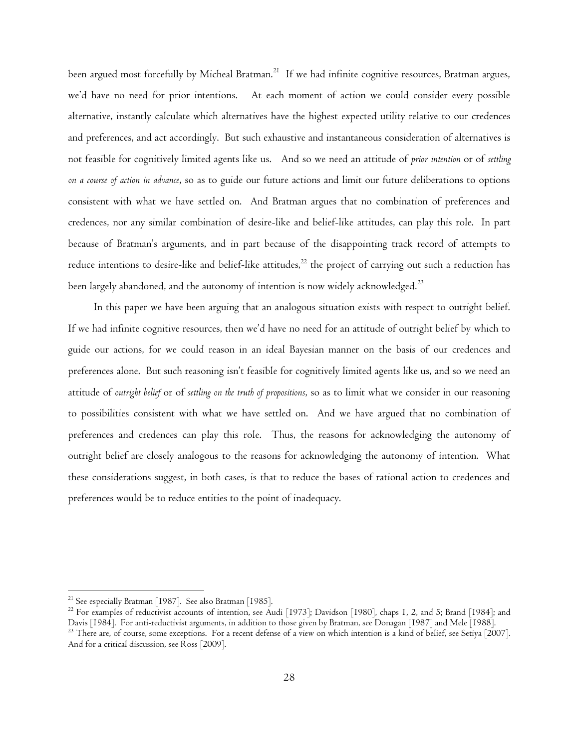been argued most forcefully by Micheal Bratman.[21] If we had infinite cognitive resources, Bratman argues, we'd have no need for prior intentions. At each moment of action we could consider every possible alternative, instantly calculate which alternatives have the highest expected utility relative to our credences and preferences, and act accordingly. But such exhaustive and instantaneous consideration of alternatives is not feasible for cognitively limited agents like us. And so we need an attitude of *prior intention* or of *settling on a course of action in advance*, so as to guide our future actions and limit our future deliberations to options consistent with what we have settled on. And Bratman argues that no combination of preferences and credences, nor any similar combination of desire-like and belief-like attitudes, can play this role. In part because of Bratman's arguments, and in part because of the disappointing track record of attempts to reduce intentions to desire-like and belief-like attitudes,[22] the project of carrying out such a reduction has been largely abandoned, and the autonomy of intention is now widely acknowledged.[23]

In this paper we have been arguing that an analogous situation exists with respect to outright belief. If we had infinite cognitive resources, then we'd have no need for an attitude of outright belief by which to guide our actions, for we could reason in an ideal Bayesian manner on the basis of our credences and preferences alone. But such reasoning isn't feasible for cognitively limited agents like us, and so we need an attitude of *outright belief* or of *settling on the truth of propositions*, so as to limit what we consider in our reasoning to possibilities consistent with what we have settled on. And we have argued that no combination of preferences and credences can play this role. Thus, the reasons for acknowledging the autonomy of outright belief are closely analogous to the reasons for acknowledging the autonomy of intention. What these considerations suggest, in both cases, is that to reduce the bases of rational action to credences and preferences would be to reduce entities to the point of inadequacy.

---

[21] See especially Bratman [1987]. See also Bratman [1985].

[22] For examples of reductivist accounts of intention, see Audi [1973]; Davidson [1980], chaps 1, 2, and 5; Brand [1984]; and Davis [1984]. For anti-reductivist arguments, in addition to those given by Bratman, see Donagan [1987] and Mele [1988].

[23] There are, of course, some exceptions. For a recent defense of a view on which intention is a kind of belief, see Setiya [2007]. And for a critical discussion, see Ross [2009].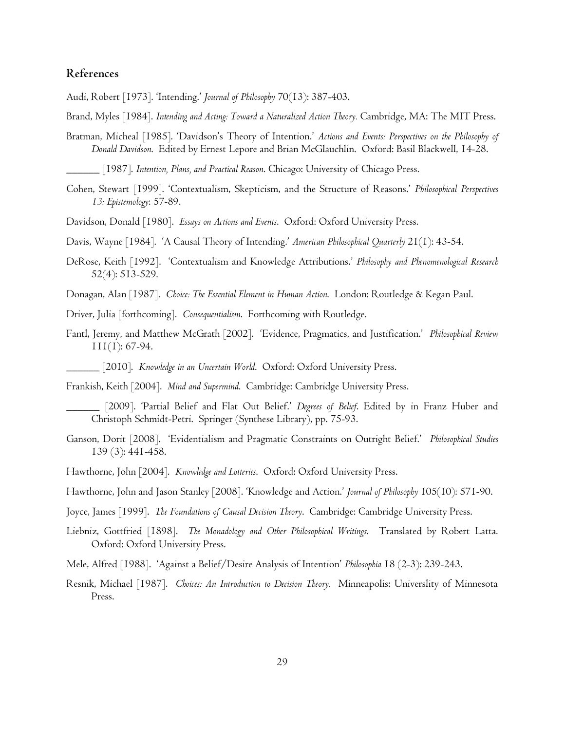## References

Audi, Robert [1973]. 'Intending.' *Journal of Philosophy* 70(13): 387-403.

Brand, Myles [1984]. *Intending and Acting: Toward a Naturalized Action Theory.* Cambridge, MA: The MIT Press.

Bratman, Micheal [1985]. 'Davidson's Theory of Intention.' *Actions and Events: Perspectives on the Philosophy of Donald Davidson*. Edited by Ernest Lepore and Brian McGlauchlin. Oxford: Basil Blackwell, 14-28.

______ [1987]. *Intention, Plans, and Practical Reason*. Chicago: University of Chicago Press.

Cohen, Stewart [1999]. 'Contextualism, Skepticism, and the Structure of Reasons.' *Philosophical Perspectives 13: Epistemology*: 57-89.

Davidson, Donald [1980]. *Essays on Actions and Events*. Oxford: Oxford University Press.

Davis, Wayne [1984]. 'A Causal Theory of Intending.' *American Philosophical Quarterly* 21(1): 43-54.

DeRose, Keith [1992]. 'Contextualism and Knowledge Attributions.' *Philosophy and Phenomenological Research* 52(4): 513-529.

Donagan, Alan [1987]. *Choice: The Essential Element in Human Action*. London: Routledge & Kegan Paul.

Driver, Julia [forthcoming]. *Consequentialism*. Forthcoming with Routledge.

Fantl, Jeremy, and Matthew McGrath [2002]. 'Evidence, Pragmatics, and Justification.' *Philosophical Review* 111(1): 67-94.

______ [2010]. *Knowledge in an Uncertain World*. Oxford: Oxford University Press.

Frankish, Keith [2004]. *Mind and Supermind*. Cambridge: Cambridge University Press.

______ [2009]. 'Partial Belief and Flat Out Belief.' *Degrees of Belief*. Edited by in Franz Huber and Christoph Schmidt-Petri. Springer (Synthese Library), pp. 75-93.

Ganson, Dorit [2008]. 'Evidentialism and Pragmatic Constraints on Outright Belief.' *Philosophical Studies* 139 (3): 441-458.

Hawthorne, John [2004]. *Knowledge and Lotteries*. Oxford: Oxford University Press.

Hawthorne, John and Jason Stanley [2008]. 'Knowledge and Action.' *Journal of Philosophy* 105(10): 571-90.

Joyce, James [1999]. *The Foundations of Causal Decision Theory*. Cambridge: Cambridge University Press.

Liebniz, Gottfried [1898]. *The Monadology and Other Philosophical Writings*. Translated by Robert Latta. Oxford: Oxford University Press.

Mele, Alfred [1988]. 'Against a Belief/Desire Analysis of Intention' *Philosophia* 18 (2-3): 239-243.

Resnik, Michael [1987]. *Choices: An Introduction to Decision Theory.* Minneapolis: Universlity of Minnesota Press.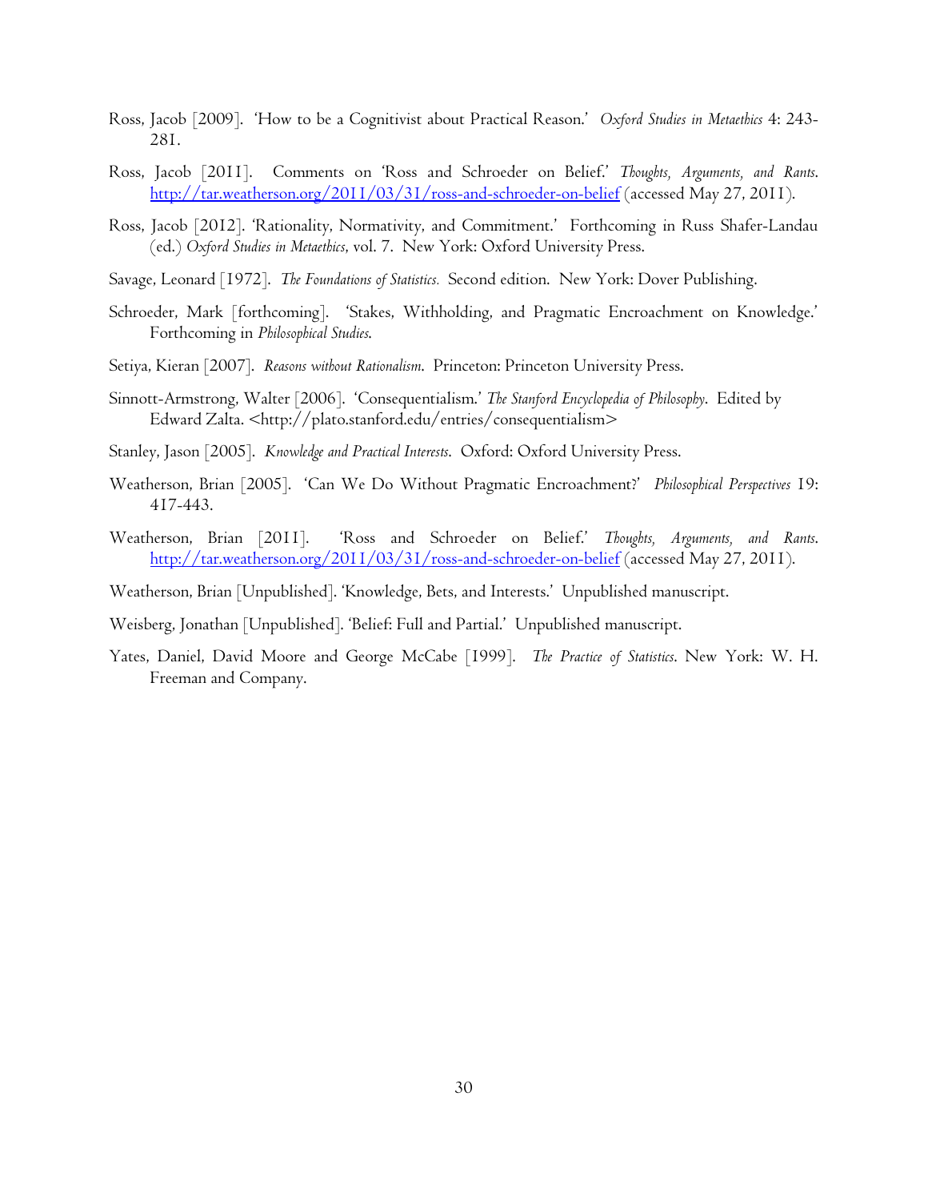Ross, Jacob [2009]. 'How to be a Cognitivist about Practical Reason.' *Oxford Studies in Metaethics* 4: 243-281.

Ross, Jacob [2011]. Comments on 'Ross and Schroeder on Belief.' *Thoughts, Arguments, and Rants*. http://tar.weatherson.org/2011/03/31/ross-and-schroeder-on-belief (accessed May 27, 2011).

Ross, Jacob [2012]. 'Rationality, Normativity, and Commitment.' Forthcoming in Russ Shafer-Landau (ed.) *Oxford Studies in Metaethics*, vol. 7. New York: Oxford University Press.

Savage, Leonard [1972]. *The Foundations of Statistics.* Second edition. New York: Dover Publishing.

Schroeder, Mark [forthcoming]. 'Stakes, Withholding, and Pragmatic Encroachment on Knowledge.' Forthcoming in *Philosophical Studies*.

Setiya, Kieran [2007]. *Reasons without Rationalism*. Princeton: Princeton University Press.

Sinnott-Armstrong, Walter [2006]. 'Consequentialism.' *The Stanford Encyclopedia of Philosophy*. Edited by Edward Zalta. <http://plato.stanford.edu/entries/consequentialism>

Stanley, Jason [2005]. *Knowledge and Practical Interests*. Oxford: Oxford University Press.

Weatherson, Brian [2005]. 'Can We Do Without Pragmatic Encroachment?' *Philosophical Perspectives* 19: 417-443.

Weatherson, Brian [2011]. 'Ross and Schroeder on Belief.' *Thoughts, Arguments, and Rants*. http://tar.weatherson.org/2011/03/31/ross-and-schroeder-on-belief (accessed May 27, 2011).

Weatherson, Brian [Unpublished]. 'Knowledge, Bets, and Interests.' Unpublished manuscript.

Weisberg, Jonathan [Unpublished]. 'Belief: Full and Partial.' Unpublished manuscript.

Yates, Daniel, David Moore and George McCabe [1999]. *The Practice of Statistics*. New York: W. H. Freeman and Company.